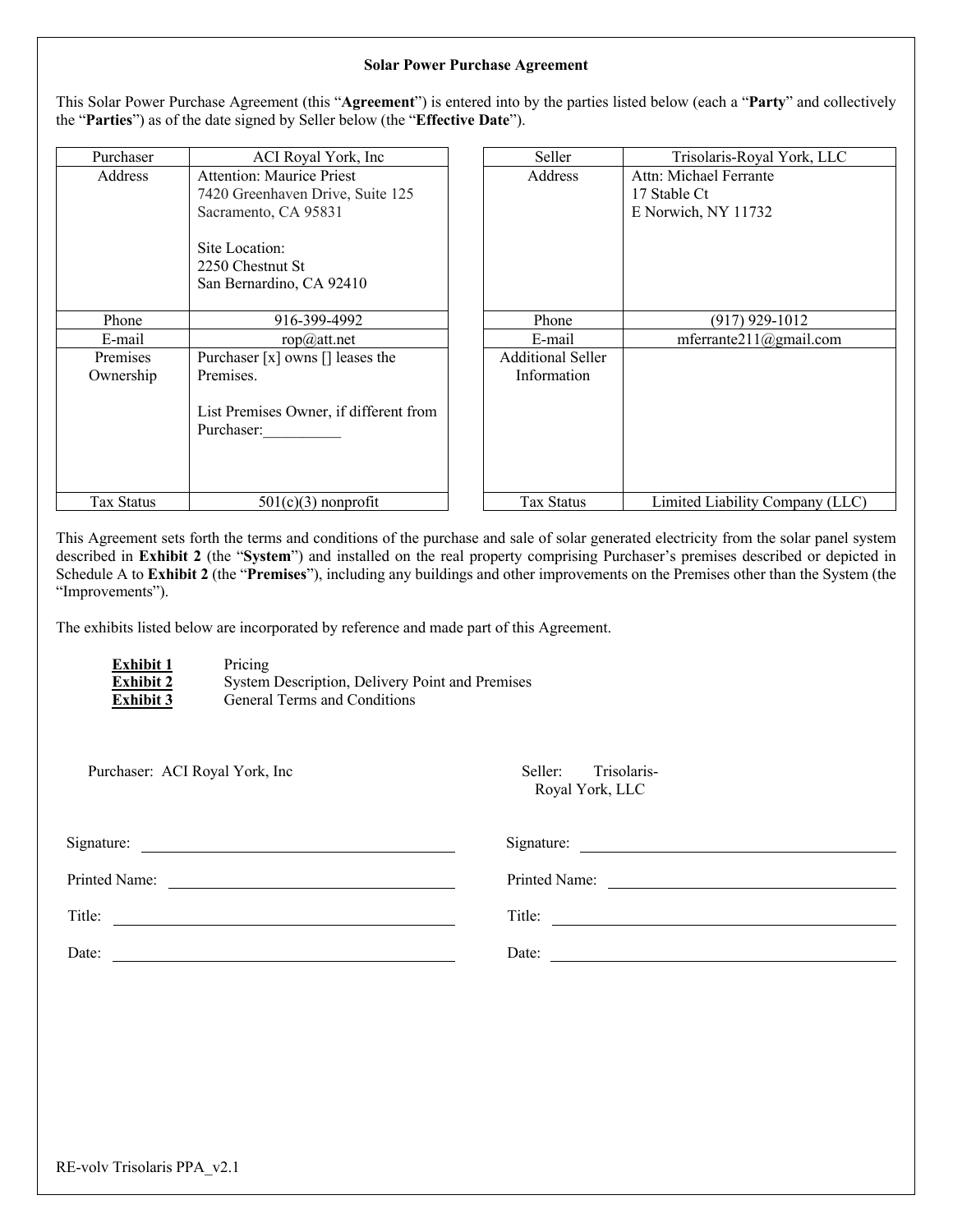# Solar Power Purchase Agreement

This Solar Power Purchase Agreement (this "**Agreement**") is entered into by the parties listed below (each a "**Party**" and collectively the "**Parties**") as of the date signed by Seller below (the "**Effective Date**").

| Purchaser | ACI Royal York, Inc |
|---|---|
| Address | Attention: Maurice Priest<br>7420 Greenhaven Drive, Suite 125<br>Sacramento, CA 95831<br><br>Site Location:<br>2250 Chestnut St<br>San Bernardino, CA 92410 |
| Phone | 916-399-4992 |
| E-mail | rop@att.net |
| Premises Ownership | Purchaser [x] owns [] leases the Premises.<br><br>List Premises Owner, if different from Purchaser:__________ |
| Tax Status | 501(c)(3) nonprofit |

| Seller | Trisolaris-Royal York, LLC |
|---|---|
| Address | Attn: Michael Ferrante<br>17 Stable Ct<br>E Norwich, NY 11732 |
| Phone | (917) 929-1012 |
| E-mail | mferrante211@gmail.com |
| Additional Seller Information | |
| Tax Status | Limited Liability Company (LLC) |

This Agreement sets forth the terms and conditions of the purchase and sale of solar generated electricity from the solar panel system described in **Exhibit 2** (the "**System**") and installed on the real property comprising Purchaser's premises described or depicted in Schedule A to **Exhibit 2** (the "**Premises**"), including any buildings and other improvements on the Premises other than the System (the "Improvements").

The exhibits listed below are incorporated by reference and made part of this Agreement.

- **Exhibit 1** Pricing
- **Exhibit 2** System Description, Delivery Point and Premises
- **Exhibit 3** General Terms and Conditions

Purchaser: ACI Royal York, Inc

Signature: ______________________

Printed Name: ______________________

Title: ______________________

Date: ______________________

Seller: Trisolaris-Royal York, LLC

Signature: ______________________

Printed Name: ______________________

Title: ______________________

Date: ______________________

RE-volv Trisolaris PPA_v2.1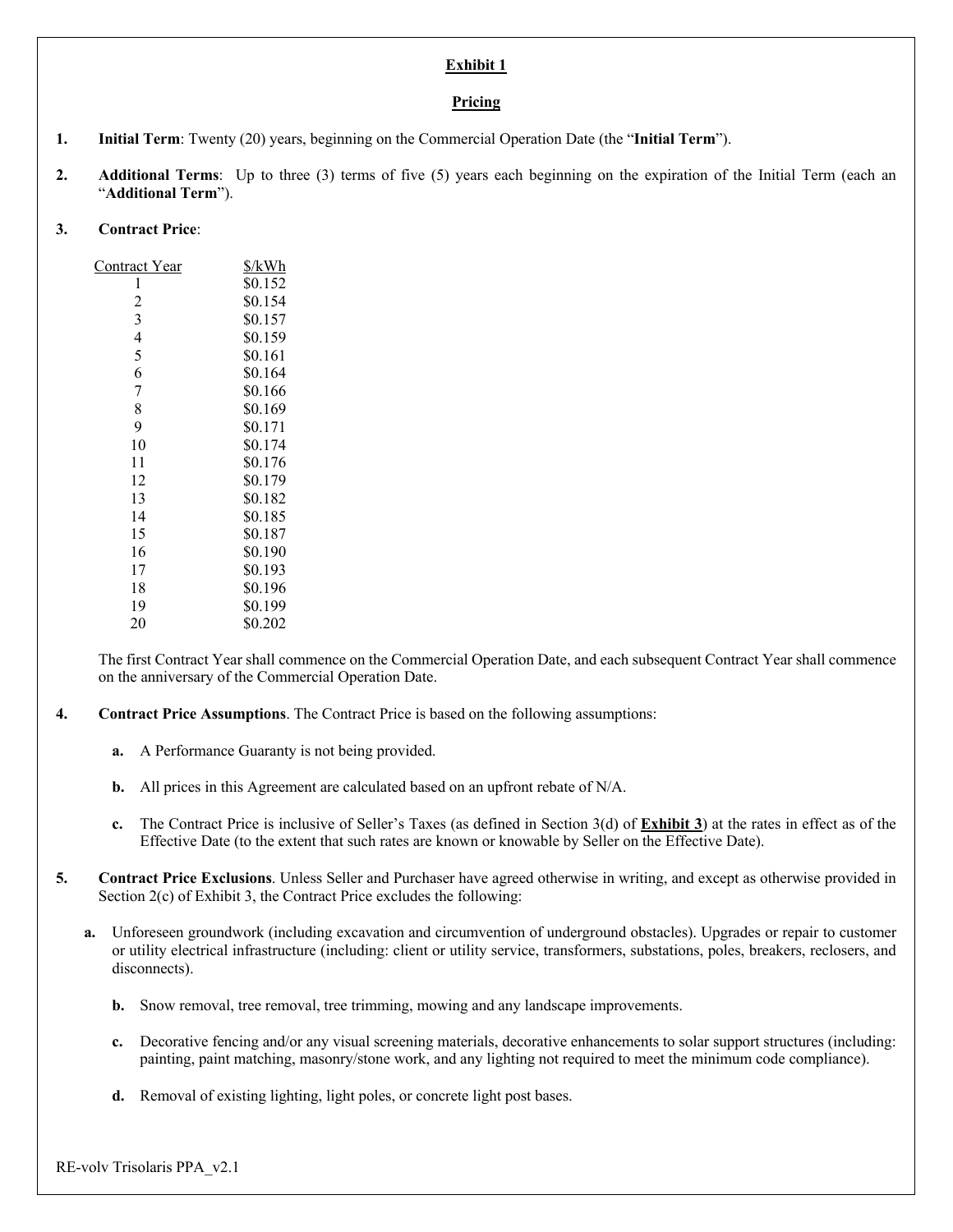**Exhibit 1**

**Pricing**

1. **Initial Term**: Twenty (20) years, beginning on the Commercial Operation Date (the "**Initial Term**").

2. **Additional Terms**: Up to three (3) terms of five (5) years each beginning on the expiration of the Initial Term (each an "**Additional Term**").

3. **Contract Price**:

| Contract Year | $/kWh |
|---|---|
| 1 | $0.152 |
| 2 | $0.154 |
| 3 | $0.157 |
| 4 | $0.159 |
| 5 | $0.161 |
| 6 | $0.164 |
| 7 | $0.166 |
| 8 | $0.169 |
| 9 | $0.171 |
| 10 | $0.174 |
| 11 | $0.176 |
| 12 | $0.179 |
| 13 | $0.182 |
| 14 | $0.185 |
| 15 | $0.187 |
| 16 | $0.190 |
| 17 | $0.193 |
| 18 | $0.196 |
| 19 | $0.199 |
| 20 | $0.202 |

The first Contract Year shall commence on the Commercial Operation Date, and each subsequent Contract Year shall commence on the anniversary of the Commercial Operation Date.

4. **Contract Price Assumptions**. The Contract Price is based on the following assumptions:

   **a.** A Performance Guaranty is not being provided.

   **b.** All prices in this Agreement are calculated based on an upfront rebate of N/A.

   **c.** The Contract Price is inclusive of Seller's Taxes (as defined in Section 3(d) of **Exhibit 3**) at the rates in effect as of the Effective Date (to the extent that such rates are known or knowable by Seller on the Effective Date).

5. **Contract Price Exclusions**. Unless Seller and Purchaser have agreed otherwise in writing, and except as otherwise provided in Section 2(c) of Exhibit 3, the Contract Price excludes the following:

   **a.** Unforeseen groundwork (including excavation and circumvention of underground obstacles). Upgrades or repair to customer or utility electrical infrastructure (including: client or utility service, transformers, substations, poles, breakers, reclosers, and disconnects).

   **b.** Snow removal, tree removal, tree trimming, mowing and any landscape improvements.

   **c.** Decorative fencing and/or any visual screening materials, decorative enhancements to solar support structures (including: painting, paint matching, masonry/stone work, and any lighting not required to meet the minimum code compliance).

   **d.** Removal of existing lighting, light poles, or concrete light post bases.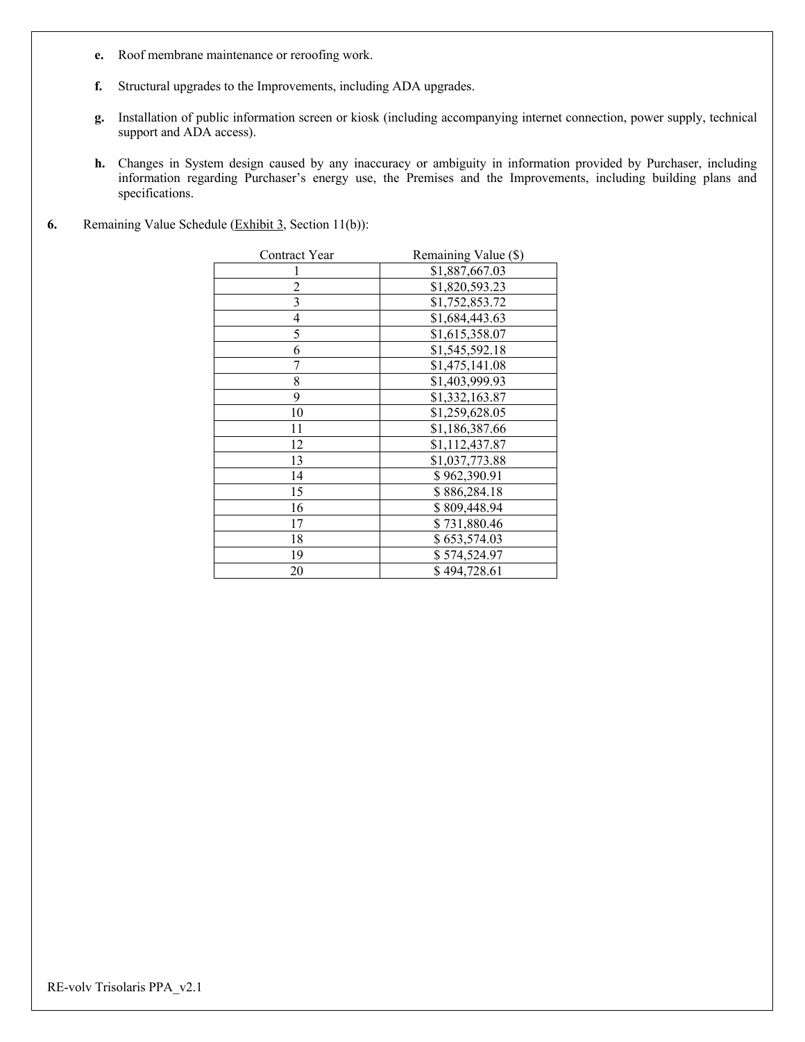**e.** Roof membrane maintenance or reroofing work.

**f.** Structural upgrades to the Improvements, including ADA upgrades.

**g.** Installation of public information screen or kiosk (including accompanying internet connection, power supply, technical support and ADA access).

**h.** Changes in System design caused by any inaccuracy or ambiguity in information provided by Purchaser, including information regarding Purchaser's energy use, the Premises and the Improvements, including building plans and specifications.

**6.** Remaining Value Schedule (Exhibit 3, Section 11(b)):

| Contract Year | Remaining Value ($) |
|---|---|
| 1 | $1,887,667.03 |
| 2 | $1,820,593.23 |
| 3 | $1,752,853.72 |
| 4 | $1,684,443.63 |
| 5 | $1,615,358.07 |
| 6 | $1,545,592.18 |
| 7 | $1,475,141.08 |
| 8 | $1,403,999.93 |
| 9 | $1,332,163.87 |
| 10 | $1,259,628.05 |
| 11 | $1,186,387.66 |
| 12 | $1,112,437.87 |
| 13 | $1,037,773.88 |
| 14 | $ 962,390.91 |
| 15 | $ 886,284.18 |
| 16 | $ 809,448.94 |
| 17 | $ 731,880.46 |
| 18 | $ 653,574.03 |
| 19 | $ 574,524.97 |
| 20 | $ 494,728.61 |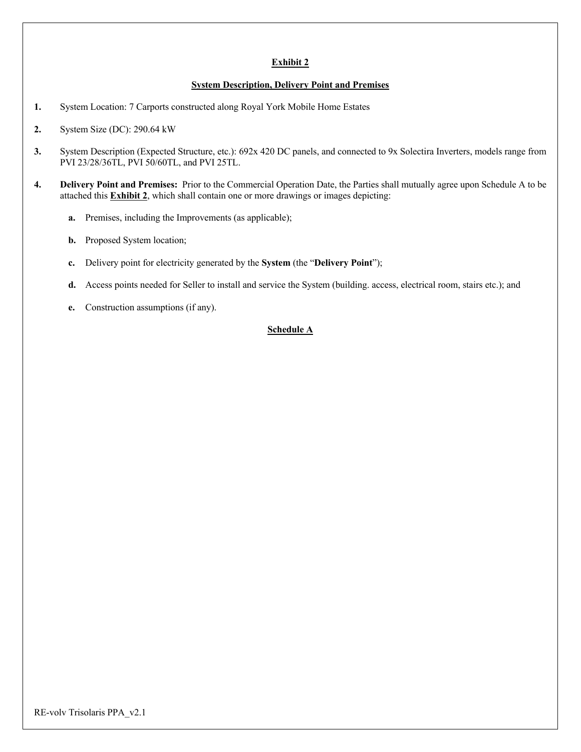**Exhibit 2**

**System Description, Delivery Point and Premises**

1. System Location: 7 Carports constructed along Royal York Mobile Home Estates

2. System Size (DC): 290.64 kW

3. System Description (Expected Structure, etc.): 692x 420 DC panels, and connected to 9x Solectira Inverters, models range from PVI 23/28/36TL, PVI 50/60TL, and PVI 25TL.

4. **Delivery Point and Premises:** Prior to the Commercial Operation Date, the Parties shall mutually agree upon Schedule A to be attached this **Exhibit 2**, which shall contain one or more drawings or images depicting:

   a. Premises, including the Improvements (as applicable);

   b. Proposed System location;

   c. Delivery point for electricity generated by the **System** (the "**Delivery Point**");

   d. Access points needed for Seller to install and service the System (building. access, electrical room, stairs etc.); and

   e. Construction assumptions (if any).

**Schedule A**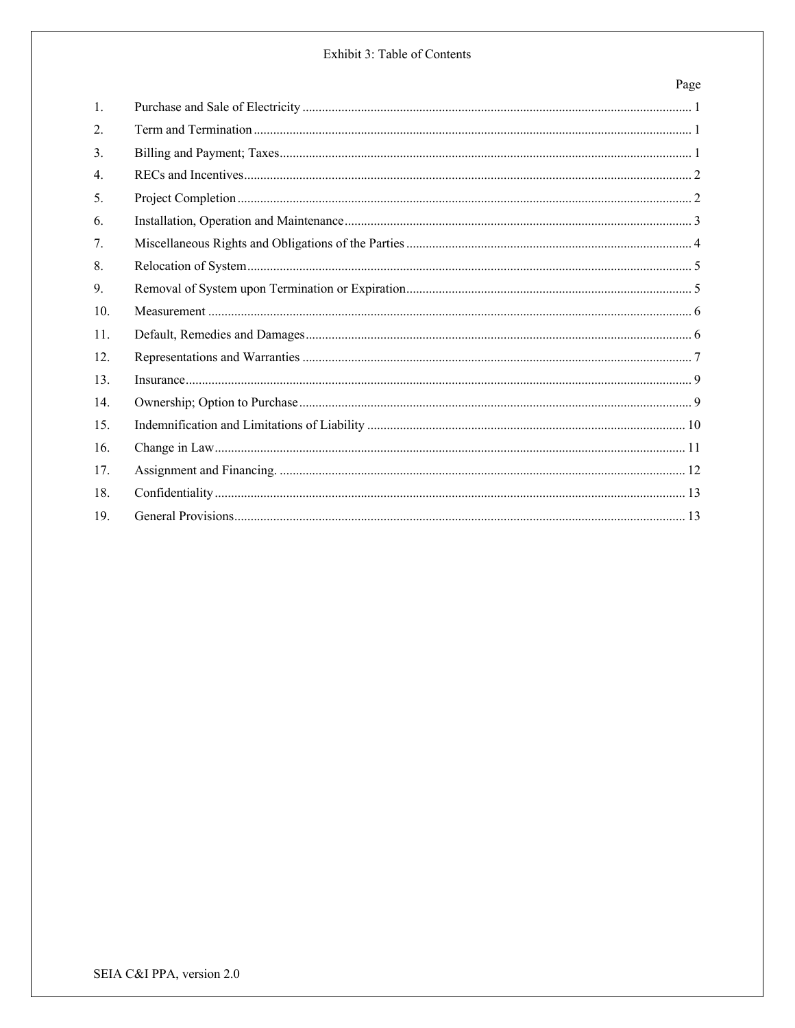Exhibit 3: Table of Contents

| | | Page |
|---|---|---|
| 1. | Purchase and Sale of Electricity | 1 |
| 2. | Term and Termination | 1 |
| 3. | Billing and Payment; Taxes | 1 |
| 4. | RECs and Incentives | 2 |
| 5. | Project Completion | 2 |
| 6. | Installation, Operation and Maintenance | 3 |
| 7. | Miscellaneous Rights and Obligations of the Parties | 4 |
| 8. | Relocation of System | 5 |
| 9. | Removal of System upon Termination or Expiration | 5 |
| 10. | Measurement | 6 |
| 11. | Default, Remedies and Damages | 6 |
| 12. | Representations and Warranties | 7 |
| 13. | Insurance | 9 |
| 14. | Ownership; Option to Purchase | 9 |
| 15. | Indemnification and Limitations of Liability | 10 |
| 16. | Change in Law | 11 |
| 17. | Assignment and Financing. | 12 |
| 18. | Confidentiality | 13 |
| 19. | General Provisions | 13 |

SEIA C&I PPA, version 2.0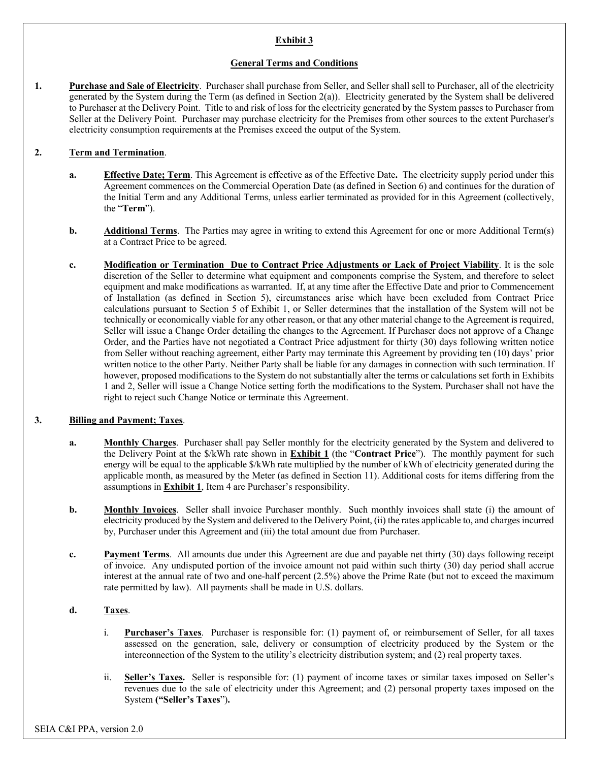**Exhibit 3**

**General Terms and Conditions**

1. **Purchase and Sale of Electricity**. Purchaser shall purchase from Seller, and Seller shall sell to Purchaser, all of the electricity generated by the System during the Term (as defined in Section 2(a)). Electricity generated by the System shall be delivered to Purchaser at the Delivery Point. Title to and risk of loss for the electricity generated by the System passes to Purchaser from Seller at the Delivery Point. Purchaser may purchase electricity for the Premises from other sources to the extent Purchaser's electricity consumption requirements at the Premises exceed the output of the System.

2. **Term and Termination**.

   a. **Effective Date; Term**. This Agreement is effective as of the Effective Date**.** The electricity supply period under this Agreement commences on the Commercial Operation Date (as defined in Section 6) and continues for the duration of the Initial Term and any Additional Terms, unless earlier terminated as provided for in this Agreement (collectively, the "**Term**").

   b. **Additional Terms**. The Parties may agree in writing to extend this Agreement for one or more Additional Term(s) at a Contract Price to be agreed.

   c. **Modification or Termination Due to Contract Price Adjustments or Lack of Project Viability**. It is the sole discretion of the Seller to determine what equipment and components comprise the System, and therefore to select equipment and make modifications as warranted. If, at any time after the Effective Date and prior to Commencement of Installation (as defined in Section 5), circumstances arise which have been excluded from Contract Price calculations pursuant to Section 5 of Exhibit 1, or Seller determines that the installation of the System will not be technically or economically viable for any other reason, or that any other material change to the Agreement is required, Seller will issue a Change Order detailing the changes to the Agreement. If Purchaser does not approve of a Change Order, and the Parties have not negotiated a Contract Price adjustment for thirty (30) days following written notice from Seller without reaching agreement, either Party may terminate this Agreement by providing ten (10) days' prior written notice to the other Party. Neither Party shall be liable for any damages in connection with such termination. If however, proposed modifications to the System do not substantially alter the terms or calculations set forth in Exhibits 1 and 2, Seller will issue a Change Notice setting forth the modifications to the System. Purchaser shall not have the right to reject such Change Notice or terminate this Agreement.

3. **Billing and Payment; Taxes**.

   a. **Monthly Charges**. Purchaser shall pay Seller monthly for the electricity generated by the System and delivered to the Delivery Point at the $/kWh rate shown in **Exhibit 1** (the "**Contract Price**"). The monthly payment for such energy will be equal to the applicable $/kWh rate multiplied by the number of kWh of electricity generated during the applicable month, as measured by the Meter (as defined in Section 11). Additional costs for items differing from the assumptions in **Exhibit 1**, Item 4 are Purchaser's responsibility.

   b. **Monthly Invoices**. Seller shall invoice Purchaser monthly. Such monthly invoices shall state (i) the amount of electricity produced by the System and delivered to the Delivery Point, (ii) the rates applicable to, and charges incurred by, Purchaser under this Agreement and (iii) the total amount due from Purchaser.

   c. **Payment Terms**. All amounts due under this Agreement are due and payable net thirty (30) days following receipt of invoice. Any undisputed portion of the invoice amount not paid within such thirty (30) day period shall accrue interest at the annual rate of two and one-half percent (2.5%) above the Prime Rate (but not to exceed the maximum rate permitted by law). All payments shall be made in U.S. dollars.

   d. **Taxes**.

      i. **Purchaser's Taxes**. Purchaser is responsible for: (1) payment of, or reimbursement of Seller, for all taxes assessed on the generation, sale, delivery or consumption of electricity produced by the System or the interconnection of the System to the utility's electricity distribution system; and (2) real property taxes.

      ii. **Seller's Taxes.** Seller is responsible for: (1) payment of income taxes or similar taxes imposed on Seller's revenues due to the sale of electricity under this Agreement; and (2) personal property taxes imposed on the System **("Seller's Taxes**")**.**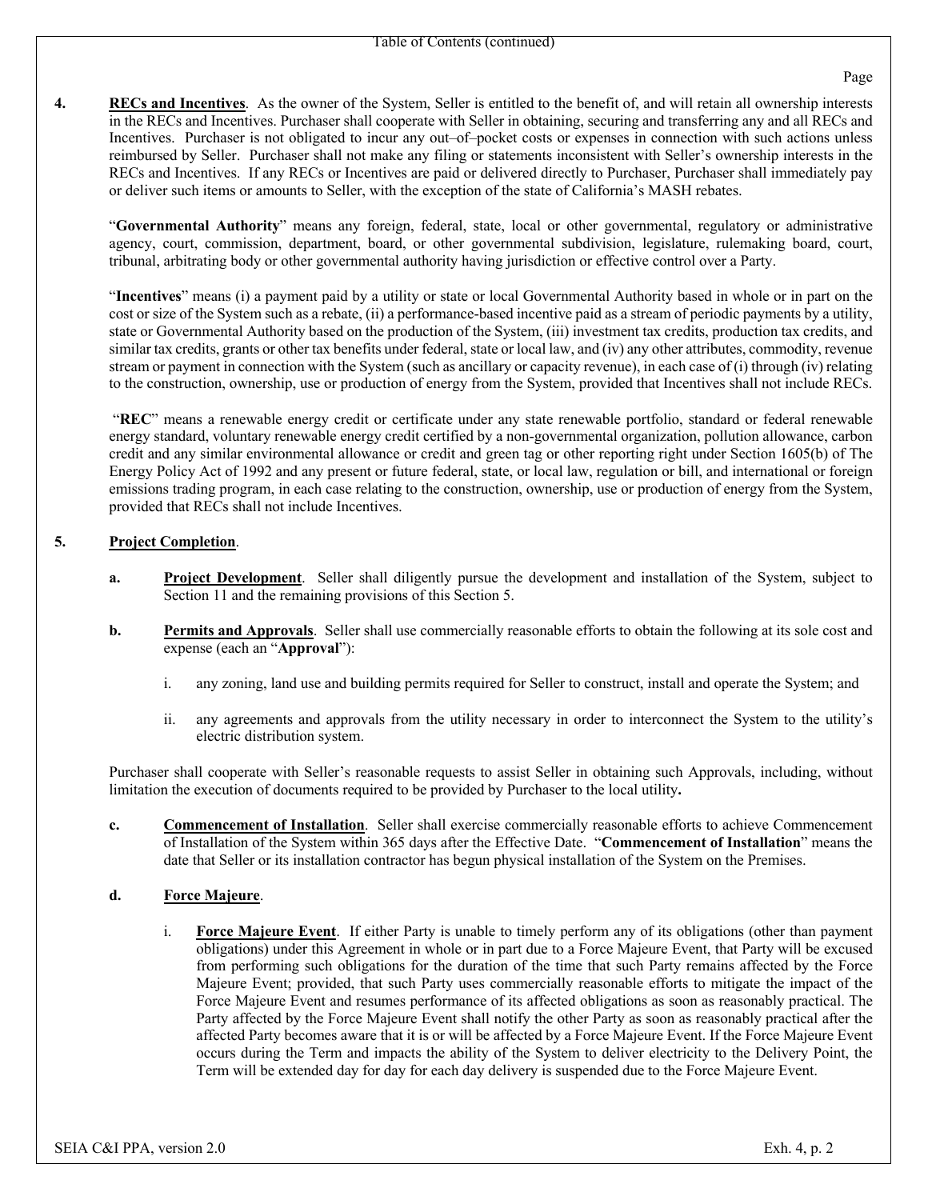**4. RECs and Incentives**. As the owner of the System, Seller is entitled to the benefit of, and will retain all ownership interests in the RECs and Incentives. Purchaser shall cooperate with Seller in obtaining, securing and transferring any and all RECs and Incentives. Purchaser is not obligated to incur any out–of–pocket costs or expenses in connection with such actions unless reimbursed by Seller. Purchaser shall not make any filing or statements inconsistent with Seller's ownership interests in the RECs and Incentives. If any RECs or Incentives are paid or delivered directly to Purchaser, Purchaser shall immediately pay or deliver such items or amounts to Seller, with the exception of the state of California's MASH rebates.

"**Governmental Authority**" means any foreign, federal, state, local or other governmental, regulatory or administrative agency, court, commission, department, board, or other governmental subdivision, legislature, rulemaking board, court, tribunal, arbitrating body or other governmental authority having jurisdiction or effective control over a Party.

"**Incentives**" means (i) a payment paid by a utility or state or local Governmental Authority based in whole or in part on the cost or size of the System such as a rebate, (ii) a performance-based incentive paid as a stream of periodic payments by a utility, state or Governmental Authority based on the production of the System, (iii) investment tax credits, production tax credits, and similar tax credits, grants or other tax benefits under federal, state or local law, and (iv) any other attributes, commodity, revenue stream or payment in connection with the System (such as ancillary or capacity revenue), in each case of (i) through (iv) relating to the construction, ownership, use or production of energy from the System, provided that Incentives shall not include RECs.

"**REC**" means a renewable energy credit or certificate under any state renewable portfolio, standard or federal renewable energy standard, voluntary renewable energy credit certified by a non-governmental organization, pollution allowance, carbon credit and any similar environmental allowance or credit and green tag or other reporting right under Section 1605(b) of The Energy Policy Act of 1992 and any present or future federal, state, or local law, regulation or bill, and international or foreign emissions trading program, in each case relating to the construction, ownership, use or production of energy from the System, provided that RECs shall not include Incentives.

**5. Project Completion**.

**a. Project Development**. Seller shall diligently pursue the development and installation of the System, subject to Section 11 and the remaining provisions of this Section 5.

**b. Permits and Approvals**. Seller shall use commercially reasonable efforts to obtain the following at its sole cost and expense (each an "**Approval**"):

i. any zoning, land use and building permits required for Seller to construct, install and operate the System; and

ii. any agreements and approvals from the utility necessary in order to interconnect the System to the utility's electric distribution system.

Purchaser shall cooperate with Seller's reasonable requests to assist Seller in obtaining such Approvals, including, without limitation the execution of documents required to be provided by Purchaser to the local utility**.**

**c. Commencement of Installation**. Seller shall exercise commercially reasonable efforts to achieve Commencement of Installation of the System within 365 days after the Effective Date. "**Commencement of Installation**" means the date that Seller or its installation contractor has begun physical installation of the System on the Premises.

**d. Force Majeure**.

i. **Force Majeure Event**. If either Party is unable to timely perform any of its obligations (other than payment obligations) under this Agreement in whole or in part due to a Force Majeure Event, that Party will be excused from performing such obligations for the duration of the time that such Party remains affected by the Force Majeure Event; provided, that such Party uses commercially reasonable efforts to mitigate the impact of the Force Majeure Event and resumes performance of its affected obligations as soon as reasonably practical. The Party affected by the Force Majeure Event shall notify the other Party as soon as reasonably practical after the affected Party becomes aware that it is or will be affected by a Force Majeure Event. If the Force Majeure Event occurs during the Term and impacts the ability of the System to deliver electricity to the Delivery Point, the Term will be extended day for day for each day delivery is suspended due to the Force Majeure Event.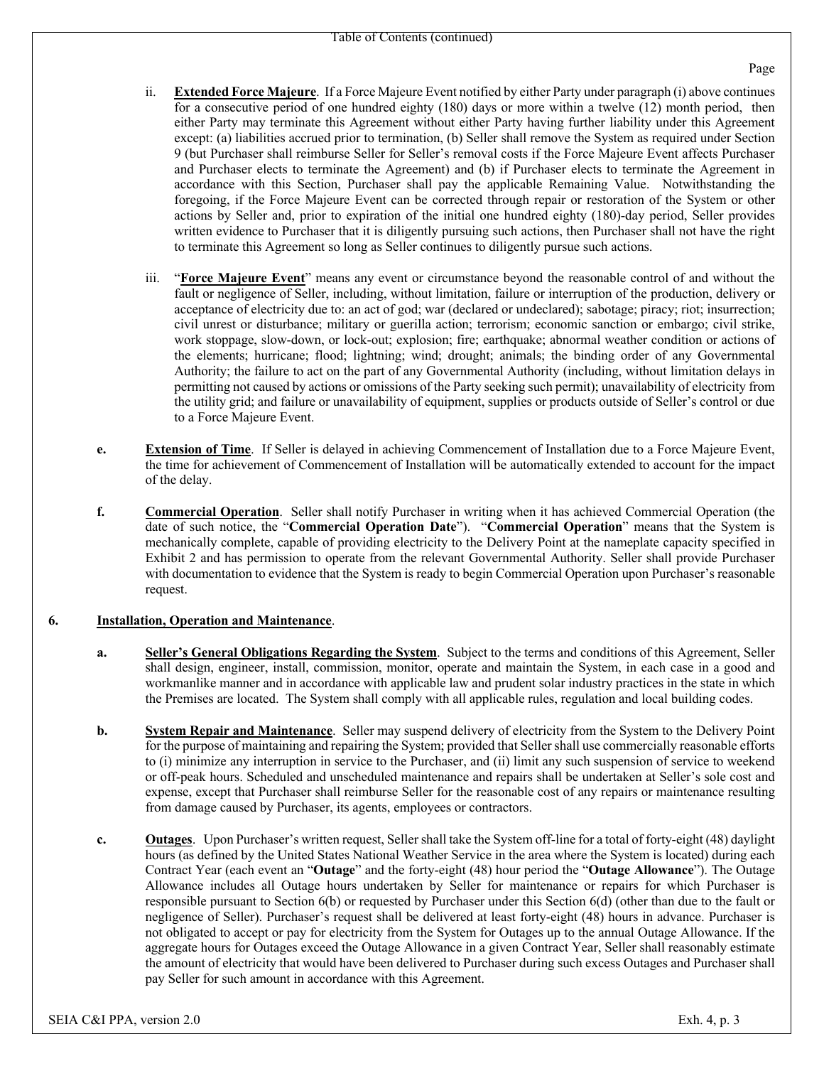ii. **Extended Force Majeure**. If a Force Majeure Event notified by either Party under paragraph (i) above continues for a consecutive period of one hundred eighty (180) days or more within a twelve (12) month period, then either Party may terminate this Agreement without either Party having further liability under this Agreement except: (a) liabilities accrued prior to termination, (b) Seller shall remove the System as required under Section 9 (but Purchaser shall reimburse Seller for Seller's removal costs if the Force Majeure Event affects Purchaser and Purchaser elects to terminate the Agreement) and (b) if Purchaser elects to terminate the Agreement in accordance with this Section, Purchaser shall pay the applicable Remaining Value. Notwithstanding the foregoing, if the Force Majeure Event can be corrected through repair or restoration of the System or other actions by Seller and, prior to expiration of the initial one hundred eighty (180)-day period, Seller provides written evidence to Purchaser that it is diligently pursuing such actions, then Purchaser shall not have the right to terminate this Agreement so long as Seller continues to diligently pursue such actions.

iii. "**Force Majeure Event**" means any event or circumstance beyond the reasonable control of and without the fault or negligence of Seller, including, without limitation, failure or interruption of the production, delivery or acceptance of electricity due to: an act of god; war (declared or undeclared); sabotage; piracy; riot; insurrection; civil unrest or disturbance; military or guerilla action; terrorism; economic sanction or embargo; civil strike, work stoppage, slow-down, or lock-out; explosion; fire; earthquake; abnormal weather condition or actions of the elements; hurricane; flood; lightning; wind; drought; animals; the binding order of any Governmental Authority; the failure to act on the part of any Governmental Authority (including, without limitation delays in permitting not caused by actions or omissions of the Party seeking such permit); unavailability of electricity from the utility grid; and failure or unavailability of equipment, supplies or products outside of Seller's control or due to a Force Majeure Event.

**e. Extension of Time**. If Seller is delayed in achieving Commencement of Installation due to a Force Majeure Event, the time for achievement of Commencement of Installation will be automatically extended to account for the impact of the delay.

**f. Commercial Operation**. Seller shall notify Purchaser in writing when it has achieved Commercial Operation (the date of such notice, the "**Commercial Operation Date**"). "**Commercial Operation**" means that the System is mechanically complete, capable of providing electricity to the Delivery Point at the nameplate capacity specified in Exhibit 2 and has permission to operate from the relevant Governmental Authority. Seller shall provide Purchaser with documentation to evidence that the System is ready to begin Commercial Operation upon Purchaser's reasonable request.

## 6. Installation, Operation and Maintenance.

**a. Seller's General Obligations Regarding the System**. Subject to the terms and conditions of this Agreement, Seller shall design, engineer, install, commission, monitor, operate and maintain the System, in each case in a good and workmanlike manner and in accordance with applicable law and prudent solar industry practices in the state in which the Premises are located. The System shall comply with all applicable rules, regulation and local building codes.

**b. System Repair and Maintenance**. Seller may suspend delivery of electricity from the System to the Delivery Point for the purpose of maintaining and repairing the System; provided that Seller shall use commercially reasonable efforts to (i) minimize any interruption in service to the Purchaser, and (ii) limit any such suspension of service to weekend or off-peak hours. Scheduled and unscheduled maintenance and repairs shall be undertaken at Seller's sole cost and expense, except that Purchaser shall reimburse Seller for the reasonable cost of any repairs or maintenance resulting from damage caused by Purchaser, its agents, employees or contractors.

**c. Outages**. Upon Purchaser's written request, Seller shall take the System off-line for a total of forty-eight (48) daylight hours (as defined by the United States National Weather Service in the area where the System is located) during each Contract Year (each event an "**Outage**" and the forty-eight (48) hour period the "**Outage Allowance**"). The Outage Allowance includes all Outage hours undertaken by Seller for maintenance or repairs for which Purchaser is responsible pursuant to Section 6(b) or requested by Purchaser under this Section 6(d) (other than due to the fault or negligence of Seller). Purchaser's request shall be delivered at least forty-eight (48) hours in advance. Purchaser is not obligated to accept or pay for electricity from the System for Outages up to the annual Outage Allowance. If the aggregate hours for Outages exceed the Outage Allowance in a given Contract Year, Seller shall reasonably estimate the amount of electricity that would have been delivered to Purchaser during such excess Outages and Purchaser shall pay Seller for such amount in accordance with this Agreement.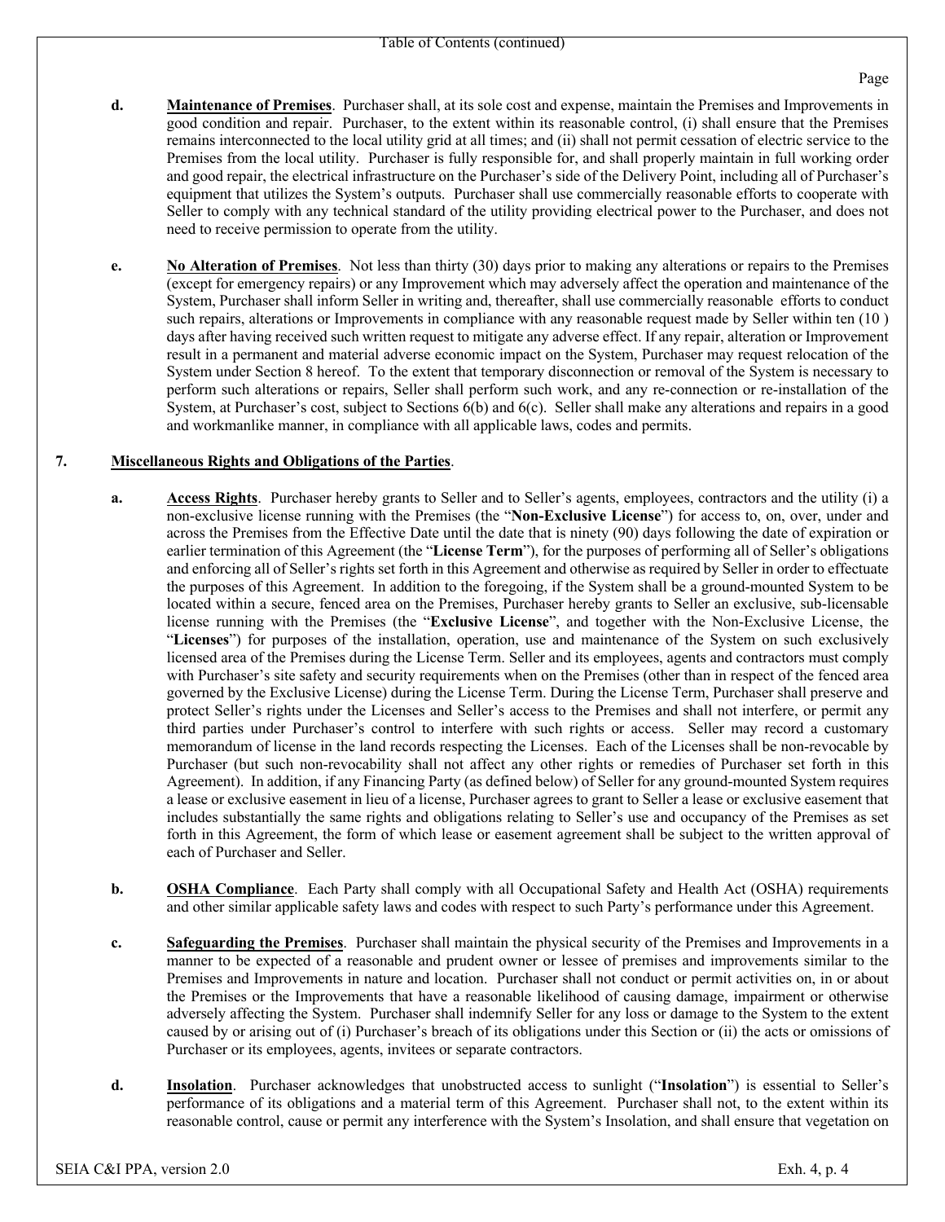**d.** **Maintenance of Premises**. Purchaser shall, at its sole cost and expense, maintain the Premises and Improvements in good condition and repair. Purchaser, to the extent within its reasonable control, (i) shall ensure that the Premises remains interconnected to the local utility grid at all times; and (ii) shall not permit cessation of electric service to the Premises from the local utility. Purchaser is fully responsible for, and shall properly maintain in full working order and good repair, the electrical infrastructure on the Purchaser's side of the Delivery Point, including all of Purchaser's equipment that utilizes the System's outputs. Purchaser shall use commercially reasonable efforts to cooperate with Seller to comply with any technical standard of the utility providing electrical power to the Purchaser, and does not need to receive permission to operate from the utility.

**e.** **No Alteration of Premises**. Not less than thirty (30) days prior to making any alterations or repairs to the Premises (except for emergency repairs) or any Improvement which may adversely affect the operation and maintenance of the System, Purchaser shall inform Seller in writing and, thereafter, shall use commercially reasonable efforts to conduct such repairs, alterations or Improvements in compliance with any reasonable request made by Seller within ten (10 ) days after having received such written request to mitigate any adverse effect. If any repair, alteration or Improvement result in a permanent and material adverse economic impact on the System, Purchaser may request relocation of the System under Section 8 hereof. To the extent that temporary disconnection or removal of the System is necessary to perform such alterations or repairs, Seller shall perform such work, and any re-connection or re-installation of the System, at Purchaser's cost, subject to Sections 6(b) and 6(c). Seller shall make any alterations and repairs in a good and workmanlike manner, in compliance with all applicable laws, codes and permits.

## 7. Miscellaneous Rights and Obligations of the Parties.

**a.** **Access Rights**. Purchaser hereby grants to Seller and to Seller's agents, employees, contractors and the utility (i) a non-exclusive license running with the Premises (the "**Non-Exclusive License**") for access to, on, over, under and across the Premises from the Effective Date until the date that is ninety (90) days following the date of expiration or earlier termination of this Agreement (the "**License Term**"), for the purposes of performing all of Seller's obligations and enforcing all of Seller's rights set forth in this Agreement and otherwise as required by Seller in order to effectuate the purposes of this Agreement. In addition to the foregoing, if the System shall be a ground-mounted System to be located within a secure, fenced area on the Premises, Purchaser hereby grants to Seller an exclusive, sub-licensable license running with the Premises (the "**Exclusive License**", and together with the Non-Exclusive License, the "**Licenses**") for purposes of the installation, operation, use and maintenance of the System on such exclusively licensed area of the Premises during the License Term. Seller and its employees, agents and contractors must comply with Purchaser's site safety and security requirements when on the Premises (other than in respect of the fenced area governed by the Exclusive License) during the License Term. During the License Term, Purchaser shall preserve and protect Seller's rights under the Licenses and Seller's access to the Premises and shall not interfere, or permit any third parties under Purchaser's control to interfere with such rights or access. Seller may record a customary memorandum of license in the land records respecting the Licenses. Each of the Licenses shall be non-revocable by Purchaser (but such non-revocability shall not affect any other rights or remedies of Purchaser set forth in this Agreement). In addition, if any Financing Party (as defined below) of Seller for any ground-mounted System requires a lease or exclusive easement in lieu of a license, Purchaser agrees to grant to Seller a lease or exclusive easement that includes substantially the same rights and obligations relating to Seller's use and occupancy of the Premises as set forth in this Agreement, the form of which lease or easement agreement shall be subject to the written approval of each of Purchaser and Seller.

**b.** **OSHA Compliance**. Each Party shall comply with all Occupational Safety and Health Act (OSHA) requirements and other similar applicable safety laws and codes with respect to such Party's performance under this Agreement.

**c.** **Safeguarding the Premises**. Purchaser shall maintain the physical security of the Premises and Improvements in a manner to be expected of a reasonable and prudent owner or lessee of premises and improvements similar to the Premises and Improvements in nature and location. Purchaser shall not conduct or permit activities on, in or about the Premises or the Improvements that have a reasonable likelihood of causing damage, impairment or otherwise adversely affecting the System. Purchaser shall indemnify Seller for any loss or damage to the System to the extent caused by or arising out of (i) Purchaser's breach of its obligations under this Section or (ii) the acts or omissions of Purchaser or its employees, agents, invitees or separate contractors.

**d.** **Insolation**. Purchaser acknowledges that unobstructed access to sunlight ("**Insolation**") is essential to Seller's performance of its obligations and a material term of this Agreement. Purchaser shall not, to the extent within its reasonable control, cause or permit any interference with the System's Insolation, and shall ensure that vegetation on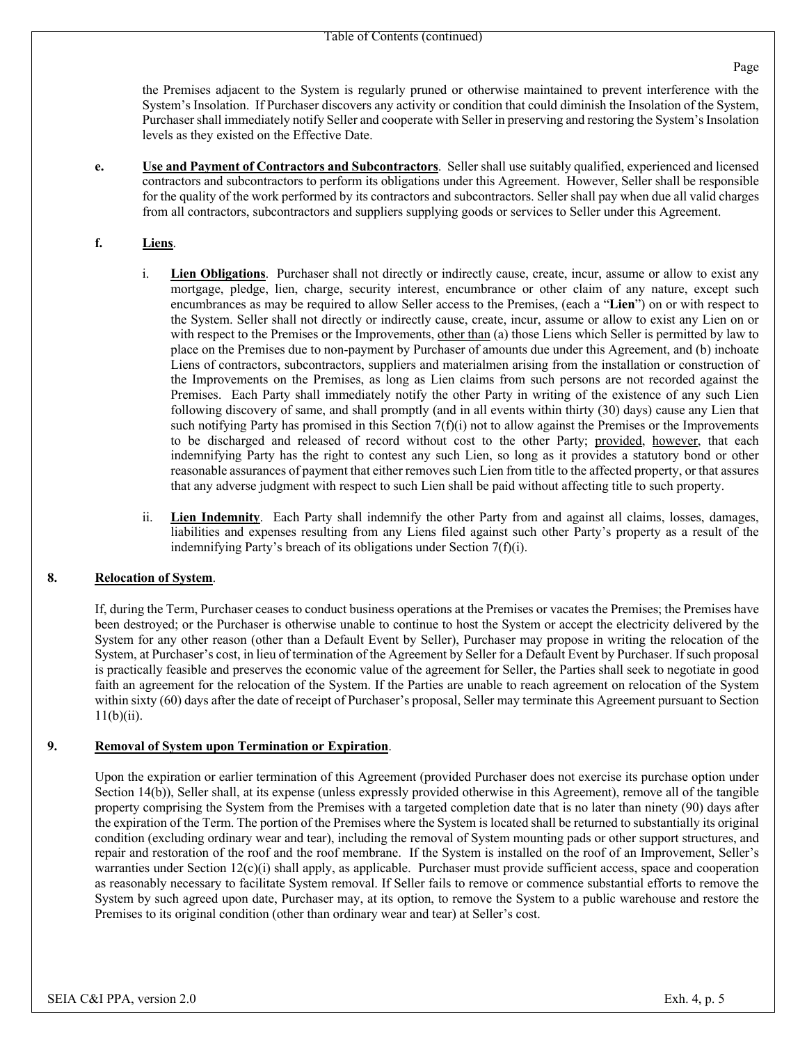the Premises adjacent to the System is regularly pruned or otherwise maintained to prevent interference with the System's Insolation. If Purchaser discovers any activity or condition that could diminish the Insolation of the System, Purchaser shall immediately notify Seller and cooperate with Seller in preserving and restoring the System's Insolation levels as they existed on the Effective Date.

**e. Use and Payment of Contractors and Subcontractors**. Seller shall use suitably qualified, experienced and licensed contractors and subcontractors to perform its obligations under this Agreement. However, Seller shall be responsible for the quality of the work performed by its contractors and subcontractors. Seller shall pay when due all valid charges from all contractors, subcontractors and suppliers supplying goods or services to Seller under this Agreement.

**f. Liens**.

i. **Lien Obligations**. Purchaser shall not directly or indirectly cause, create, incur, assume or allow to exist any mortgage, pledge, lien, charge, security interest, encumbrance or other claim of any nature, except such encumbrances as may be required to allow Seller access to the Premises, (each a "**Lien**") on or with respect to the System. Seller shall not directly or indirectly cause, create, incur, assume or allow to exist any Lien on or with respect to the Premises or the Improvements, other than (a) those Liens which Seller is permitted by law to place on the Premises due to non-payment by Purchaser of amounts due under this Agreement, and (b) inchoate Liens of contractors, subcontractors, suppliers and materialmen arising from the installation or construction of the Improvements on the Premises, as long as Lien claims from such persons are not recorded against the Premises. Each Party shall immediately notify the other Party in writing of the existence of any such Lien following discovery of same, and shall promptly (and in all events within thirty (30) days) cause any Lien that such notifying Party has promised in this Section 7(f)(i) not to allow against the Premises or the Improvements to be discharged and released of record without cost to the other Party; provided, however, that each indemnifying Party has the right to contest any such Lien, so long as it provides a statutory bond or other reasonable assurances of payment that either removes such Lien from title to the affected property, or that assures that any adverse judgment with respect to such Lien shall be paid without affecting title to such property.

ii. **Lien Indemnity**. Each Party shall indemnify the other Party from and against all claims, losses, damages, liabilities and expenses resulting from any Liens filed against such other Party's property as a result of the indemnifying Party's breach of its obligations under Section 7(f)(i).

## 8. Relocation of System.

If, during the Term, Purchaser ceases to conduct business operations at the Premises or vacates the Premises; the Premises have been destroyed; or the Purchaser is otherwise unable to continue to host the System or accept the electricity delivered by the System for any other reason (other than a Default Event by Seller), Purchaser may propose in writing the relocation of the System, at Purchaser's cost, in lieu of termination of the Agreement by Seller for a Default Event by Purchaser. If such proposal is practically feasible and preserves the economic value of the agreement for Seller, the Parties shall seek to negotiate in good faith an agreement for the relocation of the System. If the Parties are unable to reach agreement on relocation of the System within sixty (60) days after the date of receipt of Purchaser's proposal, Seller may terminate this Agreement pursuant to Section 11(b)(ii).

## 9. Removal of System upon Termination or Expiration.

Upon the expiration or earlier termination of this Agreement (provided Purchaser does not exercise its purchase option under Section 14(b)), Seller shall, at its expense (unless expressly provided otherwise in this Agreement), remove all of the tangible property comprising the System from the Premises with a targeted completion date that is no later than ninety (90) days after the expiration of the Term. The portion of the Premises where the System is located shall be returned to substantially its original condition (excluding ordinary wear and tear), including the removal of System mounting pads or other support structures, and repair and restoration of the roof and the roof membrane. If the System is installed on the roof of an Improvement, Seller's warranties under Section 12(c)(i) shall apply, as applicable. Purchaser must provide sufficient access, space and cooperation as reasonably necessary to facilitate System removal. If Seller fails to remove or commence substantial efforts to remove the System by such agreed upon date, Purchaser may, at its option, to remove the System to a public warehouse and restore the Premises to its original condition (other than ordinary wear and tear) at Seller's cost.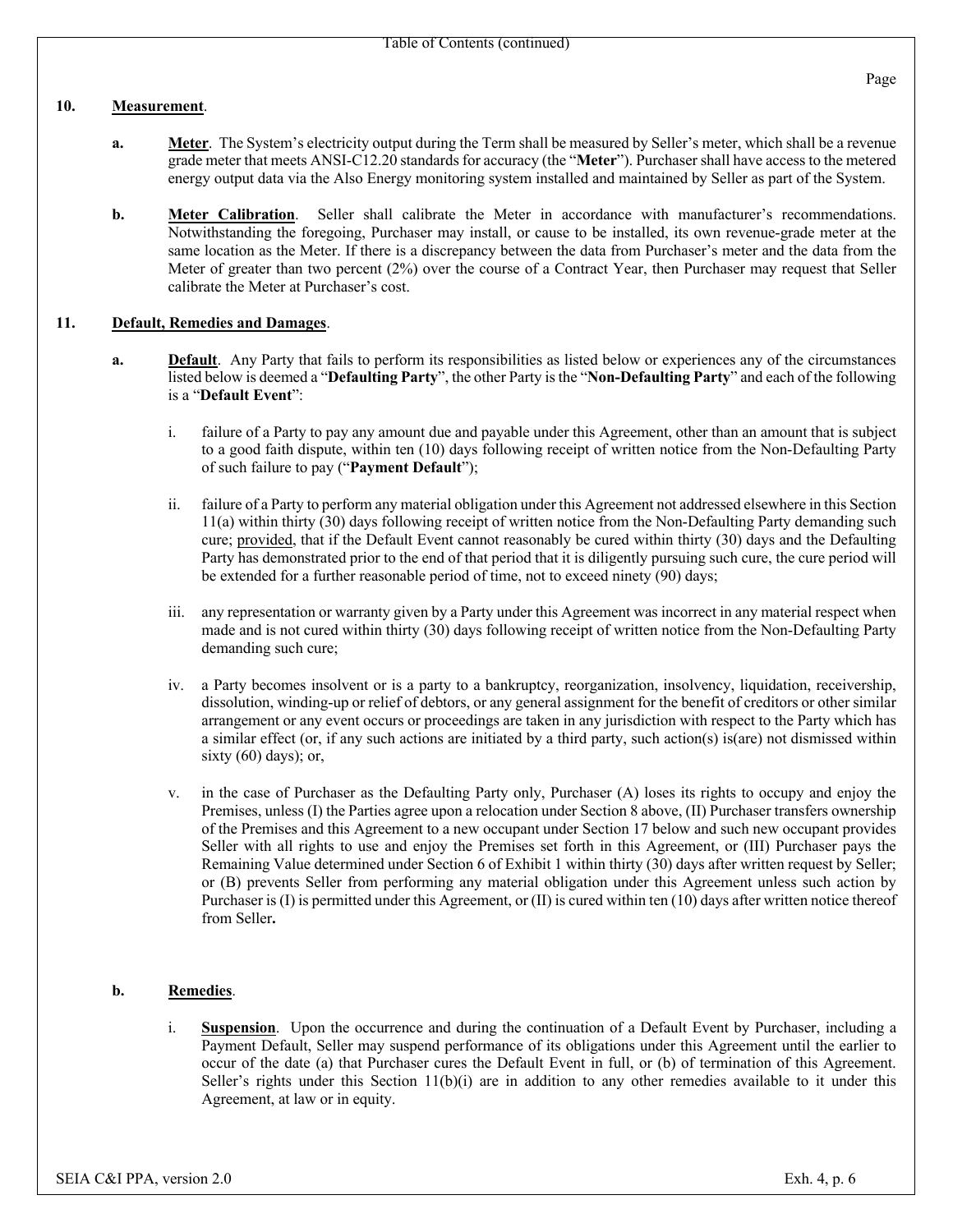**10. Measurement.**

**a. Meter.** The System's electricity output during the Term shall be measured by Seller's meter, which shall be a revenue grade meter that meets ANSI-C12.20 standards for accuracy (the "**Meter**"). Purchaser shall have access to the metered energy output data via the Also Energy monitoring system installed and maintained by Seller as part of the System.

**b. Meter Calibration.** Seller shall calibrate the Meter in accordance with manufacturer's recommendations. Notwithstanding the foregoing, Purchaser may install, or cause to be installed, its own revenue-grade meter at the same location as the Meter. If there is a discrepancy between the data from Purchaser's meter and the data from the Meter of greater than two percent (2%) over the course of a Contract Year, then Purchaser may request that Seller calibrate the Meter at Purchaser's cost.

**11. Default, Remedies and Damages.**

**a. Default.** Any Party that fails to perform its responsibilities as listed below or experiences any of the circumstances listed below is deemed a "**Defaulting Party**", the other Party is the "**Non-Defaulting Party**" and each of the following is a "**Default Event**":

i. failure of a Party to pay any amount due and payable under this Agreement, other than an amount that is subject to a good faith dispute, within ten (10) days following receipt of written notice from the Non-Defaulting Party of such failure to pay ("**Payment Default**");

ii. failure of a Party to perform any material obligation under this Agreement not addressed elsewhere in this Section 11(a) within thirty (30) days following receipt of written notice from the Non-Defaulting Party demanding such cure; provided, that if the Default Event cannot reasonably be cured within thirty (30) days and the Defaulting Party has demonstrated prior to the end of that period that it is diligently pursuing such cure, the cure period will be extended for a further reasonable period of time, not to exceed ninety (90) days;

iii. any representation or warranty given by a Party under this Agreement was incorrect in any material respect when made and is not cured within thirty (30) days following receipt of written notice from the Non-Defaulting Party demanding such cure;

iv. a Party becomes insolvent or is a party to a bankruptcy, reorganization, insolvency, liquidation, receivership, dissolution, winding-up or relief of debtors, or any general assignment for the benefit of creditors or other similar arrangement or any event occurs or proceedings are taken in any jurisdiction with respect to the Party which has a similar effect (or, if any such actions are initiated by a third party, such action(s) is(are) not dismissed within sixty (60) days); or,

v. in the case of Purchaser as the Defaulting Party only, Purchaser (A) loses its rights to occupy and enjoy the Premises, unless (I) the Parties agree upon a relocation under Section 8 above, (II) Purchaser transfers ownership of the Premises and this Agreement to a new occupant under Section 17 below and such new occupant provides Seller with all rights to use and enjoy the Premises set forth in this Agreement, or (III) Purchaser pays the Remaining Value determined under Section 6 of Exhibit 1 within thirty (30) days after written request by Seller; or (B) prevents Seller from performing any material obligation under this Agreement unless such action by Purchaser is (I) is permitted under this Agreement, or (II) is cured within ten (10) days after written notice thereof from Seller.

**b. Remedies.**

i. **Suspension.** Upon the occurrence and during the continuation of a Default Event by Purchaser, including a Payment Default, Seller may suspend performance of its obligations under this Agreement until the earlier to occur of the date (a) that Purchaser cures the Default Event in full, or (b) of termination of this Agreement. Seller's rights under this Section 11(b)(i) are in addition to any other remedies available to it under this Agreement, at law or in equity.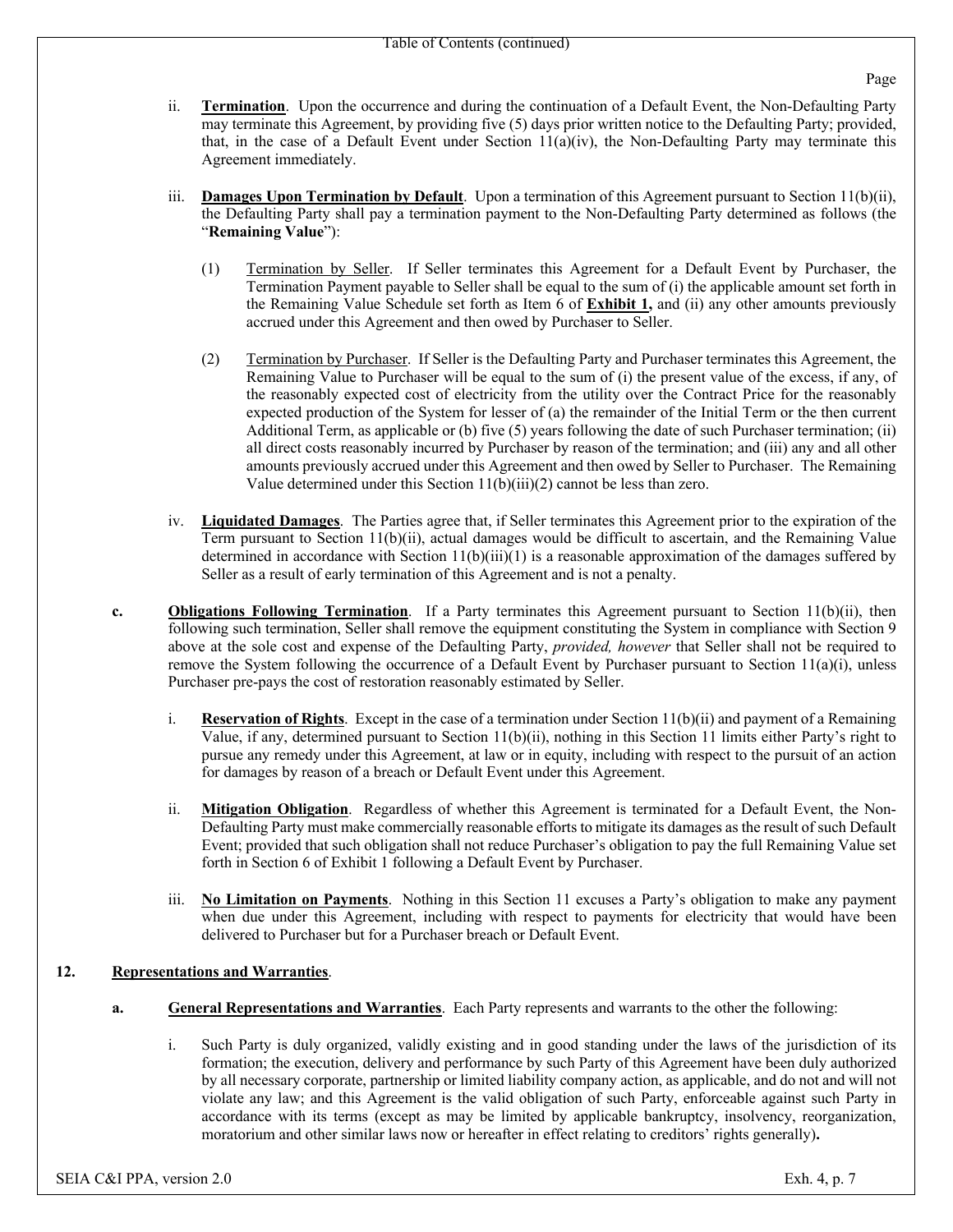ii. **Termination**. Upon the occurrence and during the continuation of a Default Event, the Non-Defaulting Party may terminate this Agreement, by providing five (5) days prior written notice to the Defaulting Party; provided, that, in the case of a Default Event under Section 11(a)(iv), the Non-Defaulting Party may terminate this Agreement immediately.

iii. **Damages Upon Termination by Default**. Upon a termination of this Agreement pursuant to Section 11(b)(ii), the Defaulting Party shall pay a termination payment to the Non-Defaulting Party determined as follows (the "**Remaining Value**"):

(1) Termination by Seller. If Seller terminates this Agreement for a Default Event by Purchaser, the Termination Payment payable to Seller shall be equal to the sum of (i) the applicable amount set forth in the Remaining Value Schedule set forth as Item 6 of **Exhibit 1,** and (ii) any other amounts previously accrued under this Agreement and then owed by Purchaser to Seller.

(2) Termination by Purchaser. If Seller is the Defaulting Party and Purchaser terminates this Agreement, the Remaining Value to Purchaser will be equal to the sum of (i) the present value of the excess, if any, of the reasonably expected cost of electricity from the utility over the Contract Price for the reasonably expected production of the System for lesser of (a) the remainder of the Initial Term or the then current Additional Term, as applicable or (b) five (5) years following the date of such Purchaser termination; (ii) all direct costs reasonably incurred by Purchaser by reason of the termination; and (iii) any and all other amounts previously accrued under this Agreement and then owed by Seller to Purchaser. The Remaining Value determined under this Section 11(b)(iii)(2) cannot be less than zero.

iv. **Liquidated Damages**. The Parties agree that, if Seller terminates this Agreement prior to the expiration of the Term pursuant to Section 11(b)(ii), actual damages would be difficult to ascertain, and the Remaining Value determined in accordance with Section 11(b)(iii)(1) is a reasonable approximation of the damages suffered by Seller as a result of early termination of this Agreement and is not a penalty.

**c. Obligations Following Termination**. If a Party terminates this Agreement pursuant to Section 11(b)(ii), then following such termination, Seller shall remove the equipment constituting the System in compliance with Section 9 above at the sole cost and expense of the Defaulting Party, *provided, however* that Seller shall not be required to remove the System following the occurrence of a Default Event by Purchaser pursuant to Section 11(a)(i), unless Purchaser pre-pays the cost of restoration reasonably estimated by Seller.

i. **Reservation of Rights**. Except in the case of a termination under Section 11(b)(ii) and payment of a Remaining Value, if any, determined pursuant to Section 11(b)(ii), nothing in this Section 11 limits either Party's right to pursue any remedy under this Agreement, at law or in equity, including with respect to the pursuit of an action for damages by reason of a breach or Default Event under this Agreement.

ii. **Mitigation Obligation**. Regardless of whether this Agreement is terminated for a Default Event, the Non-Defaulting Party must make commercially reasonable efforts to mitigate its damages as the result of such Default Event; provided that such obligation shall not reduce Purchaser's obligation to pay the full Remaining Value set forth in Section 6 of Exhibit 1 following a Default Event by Purchaser.

iii. **No Limitation on Payments**. Nothing in this Section 11 excuses a Party's obligation to make any payment when due under this Agreement, including with respect to payments for electricity that would have been delivered to Purchaser but for a Purchaser breach or Default Event.

## 12. Representations and Warranties.

**a. General Representations and Warranties**. Each Party represents and warrants to the other the following:

i. Such Party is duly organized, validly existing and in good standing under the laws of the jurisdiction of its formation; the execution, delivery and performance by such Party of this Agreement have been duly authorized by all necessary corporate, partnership or limited liability company action, as applicable, and do not and will not violate any law; and this Agreement is the valid obligation of such Party, enforceable against such Party in accordance with its terms (except as may be limited by applicable bankruptcy, insolvency, reorganization, moratorium and other similar laws now or hereafter in effect relating to creditors' rights generally).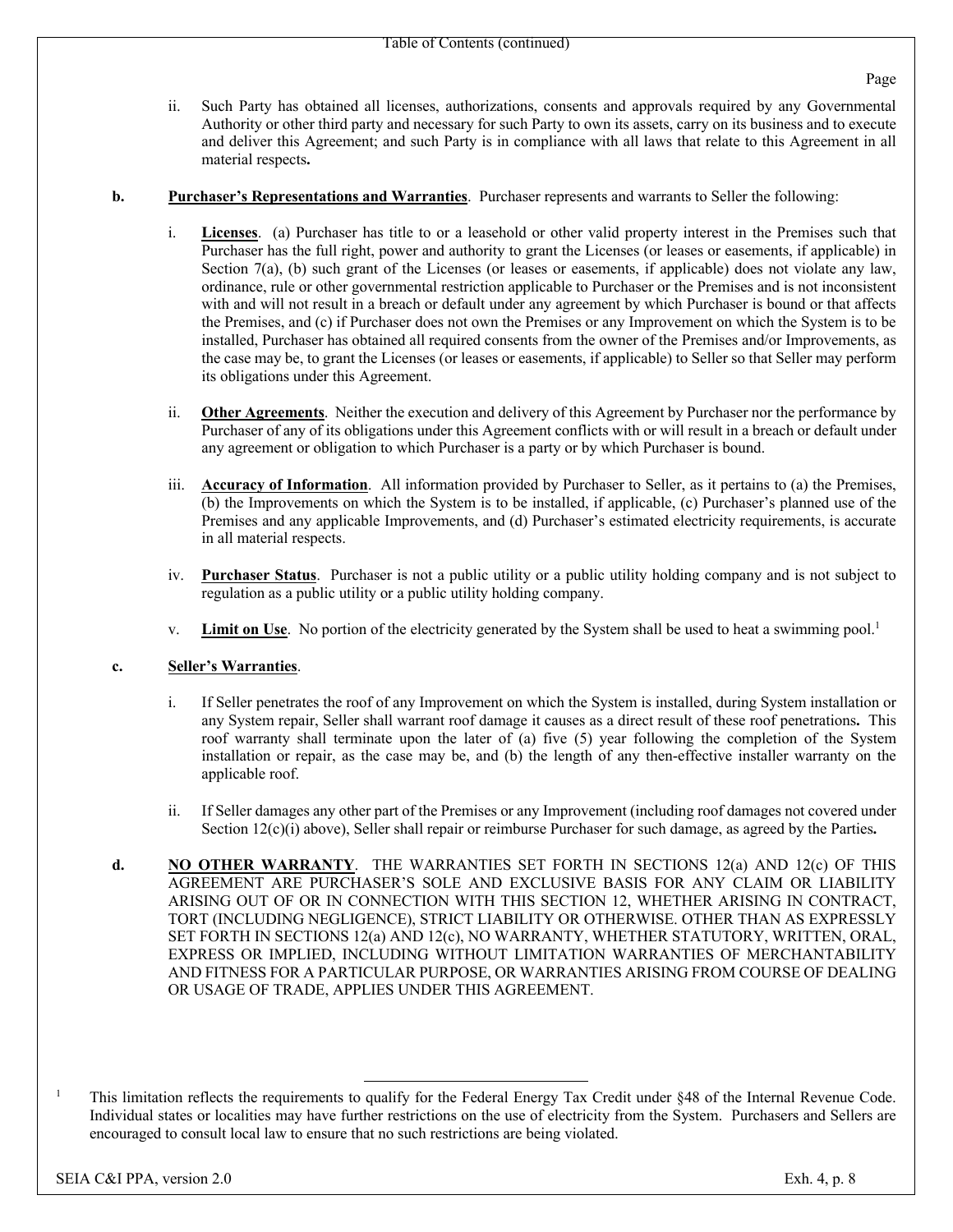ii. Such Party has obtained all licenses, authorizations, consents and approvals required by any Governmental Authority or other third party and necessary for such Party to own its assets, carry on its business and to execute and deliver this Agreement; and such Party is in compliance with all laws that relate to this Agreement in all material respects**.**

**b. Purchaser's Representations and Warranties**. Purchaser represents and warrants to Seller the following:

i. **Licenses**. (a) Purchaser has title to or a leasehold or other valid property interest in the Premises such that Purchaser has the full right, power and authority to grant the Licenses (or leases or easements, if applicable) in Section 7(a), (b) such grant of the Licenses (or leases or easements, if applicable) does not violate any law, ordinance, rule or other governmental restriction applicable to Purchaser or the Premises and is not inconsistent with and will not result in a breach or default under any agreement by which Purchaser is bound or that affects the Premises, and (c) if Purchaser does not own the Premises or any Improvement on which the System is to be installed, Purchaser has obtained all required consents from the owner of the Premises and/or Improvements, as the case may be, to grant the Licenses (or leases or easements, if applicable) to Seller so that Seller may perform its obligations under this Agreement.

ii. **Other Agreements**. Neither the execution and delivery of this Agreement by Purchaser nor the performance by Purchaser of any of its obligations under this Agreement conflicts with or will result in a breach or default under any agreement or obligation to which Purchaser is a party or by which Purchaser is bound.

iii. **Accuracy of Information**. All information provided by Purchaser to Seller, as it pertains to (a) the Premises, (b) the Improvements on which the System is to be installed, if applicable, (c) Purchaser's planned use of the Premises and any applicable Improvements, and (d) Purchaser's estimated electricity requirements, is accurate in all material respects.

iv. **Purchaser Status**. Purchaser is not a public utility or a public utility holding company and is not subject to regulation as a public utility or a public utility holding company.

v. **Limit on Use**. No portion of the electricity generated by the System shall be used to heat a swimming pool.[1]

**c. Seller's Warranties**.

i. If Seller penetrates the roof of any Improvement on which the System is installed, during System installation or any System repair, Seller shall warrant roof damage it causes as a direct result of these roof penetrations**.** This roof warranty shall terminate upon the later of (a) five (5) year following the completion of the System installation or repair, as the case may be, and (b) the length of any then-effective installer warranty on the applicable roof.

ii. If Seller damages any other part of the Premises or any Improvement (including roof damages not covered under Section 12(c)(i) above), Seller shall repair or reimburse Purchaser for such damage, as agreed by the Parties**.**

**d. NO OTHER WARRANTY**. THE WARRANTIES SET FORTH IN SECTIONS 12(a) AND 12(c) OF THIS AGREEMENT ARE PURCHASER'S SOLE AND EXCLUSIVE BASIS FOR ANY CLAIM OR LIABILITY ARISING OUT OF OR IN CONNECTION WITH THIS SECTION 12, WHETHER ARISING IN CONTRACT, TORT (INCLUDING NEGLIGENCE), STRICT LIABILITY OR OTHERWISE. OTHER THAN AS EXPRESSLY SET FORTH IN SECTIONS 12(a) AND 12(c), NO WARRANTY, WHETHER STATUTORY, WRITTEN, ORAL, EXPRESS OR IMPLIED, INCLUDING WITHOUT LIMITATION WARRANTIES OF MERCHANTABILITY AND FITNESS FOR A PARTICULAR PURPOSE, OR WARRANTIES ARISING FROM COURSE OF DEALING OR USAGE OF TRADE, APPLIES UNDER THIS AGREEMENT.

---

[1] This limitation reflects the requirements to qualify for the Federal Energy Tax Credit under §48 of the Internal Revenue Code. Individual states or localities may have further restrictions on the use of electricity from the System. Purchasers and Sellers are encouraged to consult local law to ensure that no such restrictions are being violated.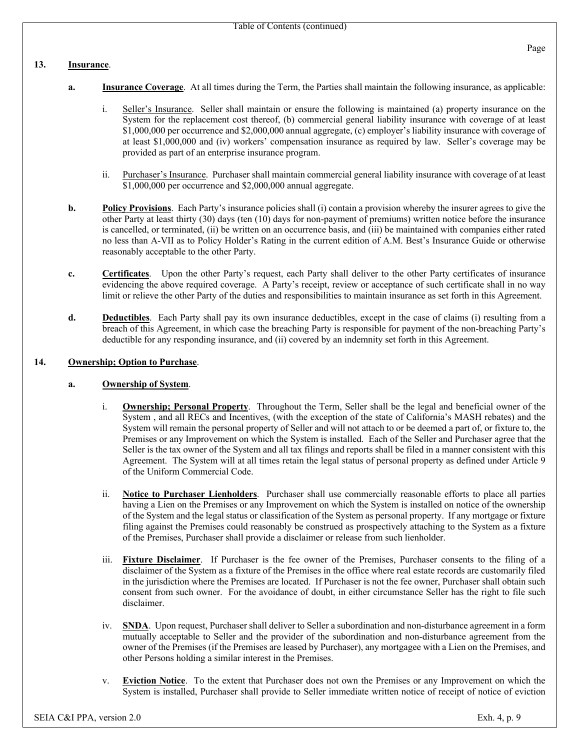## 13. Insurance.

**a. Insurance Coverage**. At all times during the Term, the Parties shall maintain the following insurance, as applicable:

i. Seller's Insurance. Seller shall maintain or ensure the following is maintained (a) property insurance on the System for the replacement cost thereof, (b) commercial general liability insurance with coverage of at least $1,000,000 per occurrence and $2,000,000 annual aggregate, (c) employer's liability insurance with coverage of at least $1,000,000 and (iv) workers' compensation insurance as required by law. Seller's coverage may be provided as part of an enterprise insurance program.

ii. Purchaser's Insurance. Purchaser shall maintain commercial general liability insurance with coverage of at least $1,000,000 per occurrence and $2,000,000 annual aggregate.

**b. Policy Provisions**. Each Party's insurance policies shall (i) contain a provision whereby the insurer agrees to give the other Party at least thirty (30) days (ten (10) days for non-payment of premiums) written notice before the insurance is cancelled, or terminated, (ii) be written on an occurrence basis, and (iii) be maintained with companies either rated no less than A-VII as to Policy Holder's Rating in the current edition of A.M. Best's Insurance Guide or otherwise reasonably acceptable to the other Party.

**c. Certificates**. Upon the other Party's request, each Party shall deliver to the other Party certificates of insurance evidencing the above required coverage. A Party's receipt, review or acceptance of such certificate shall in no way limit or relieve the other Party of the duties and responsibilities to maintain insurance as set forth in this Agreement.

**d. Deductibles**. Each Party shall pay its own insurance deductibles, except in the case of claims (i) resulting from a breach of this Agreement, in which case the breaching Party is responsible for payment of the non-breaching Party's deductible for any responding insurance, and (ii) covered by an indemnity set forth in this Agreement.

## 14. Ownership; Option to Purchase.

**a. Ownership of System**.

i. **Ownership; Personal Property**. Throughout the Term, Seller shall be the legal and beneficial owner of the System , and all RECs and Incentives, (with the exception of the state of California's MASH rebates) and the System will remain the personal property of Seller and will not attach to or be deemed a part of, or fixture to, the Premises or any Improvement on which the System is installed. Each of the Seller and Purchaser agree that the Seller is the tax owner of the System and all tax filings and reports shall be filed in a manner consistent with this Agreement. The System will at all times retain the legal status of personal property as defined under Article 9 of the Uniform Commercial Code.

ii. **Notice to Purchaser Lienholders**. Purchaser shall use commercially reasonable efforts to place all parties having a Lien on the Premises or any Improvement on which the System is installed on notice of the ownership of the System and the legal status or classification of the System as personal property. If any mortgage or fixture filing against the Premises could reasonably be construed as prospectively attaching to the System as a fixture of the Premises, Purchaser shall provide a disclaimer or release from such lienholder.

iii. **Fixture Disclaimer**. If Purchaser is the fee owner of the Premises, Purchaser consents to the filing of a disclaimer of the System as a fixture of the Premises in the office where real estate records are customarily filed in the jurisdiction where the Premises are located. If Purchaser is not the fee owner, Purchaser shall obtain such consent from such owner. For the avoidance of doubt, in either circumstance Seller has the right to file such disclaimer.

iv. **SNDA**. Upon request, Purchaser shall deliver to Seller a subordination and non-disturbance agreement in a form mutually acceptable to Seller and the provider of the subordination and non-disturbance agreement from the owner of the Premises (if the Premises are leased by Purchaser), any mortgagee with a Lien on the Premises, and other Persons holding a similar interest in the Premises.

v. **Eviction Notice**. To the extent that Purchaser does not own the Premises or any Improvement on which the System is installed, Purchaser shall provide to Seller immediate written notice of receipt of notice of eviction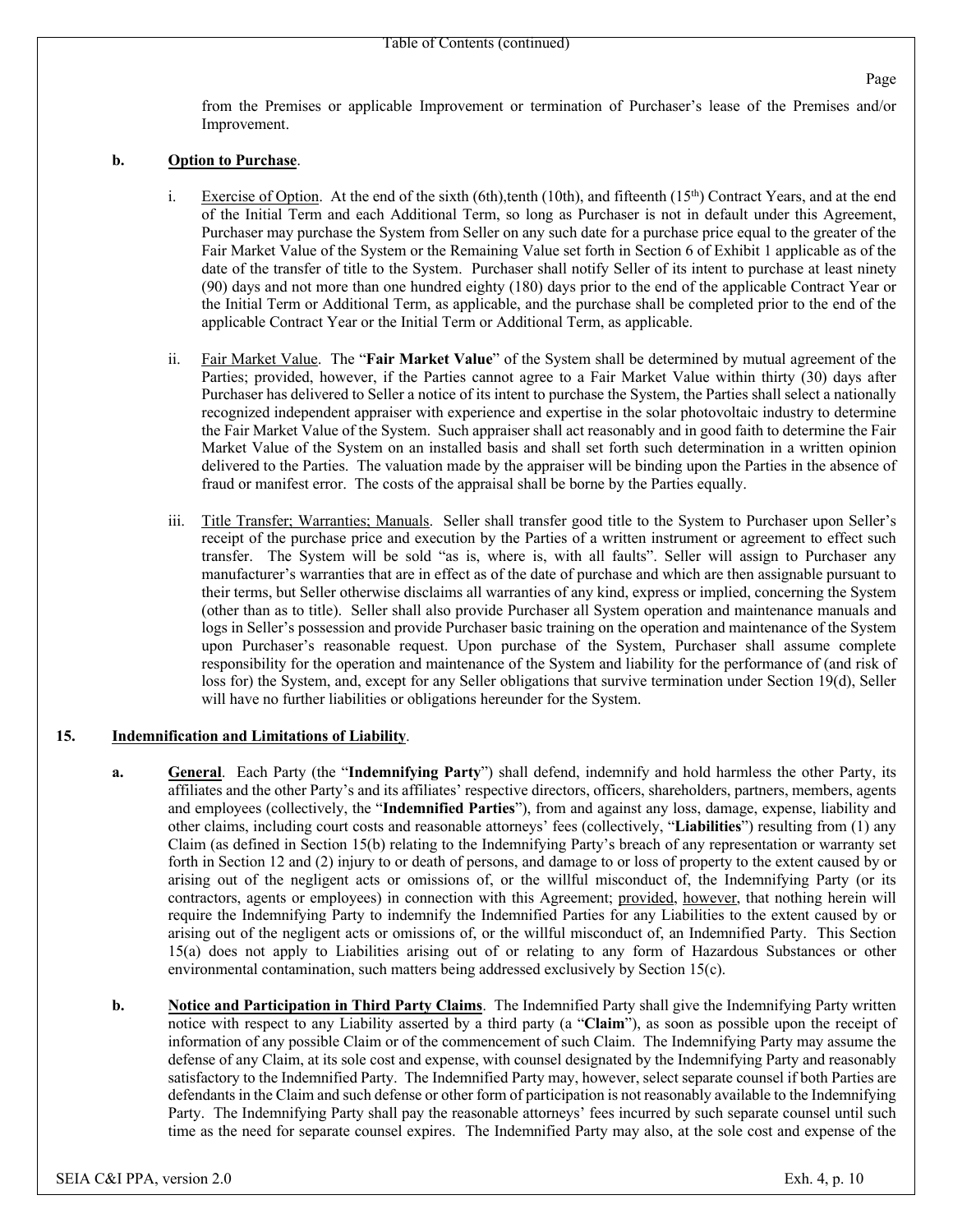from the Premises or applicable Improvement or termination of Purchaser's lease of the Premises and/or Improvement.

**b. Option to Purchase.**

i. Exercise of Option. At the end of the sixth (6th),tenth (10th), and fifteenth (15th) Contract Years, and at the end of the Initial Term and each Additional Term, so long as Purchaser is not in default under this Agreement, Purchaser may purchase the System from Seller on any such date for a purchase price equal to the greater of the Fair Market Value of the System or the Remaining Value set forth in Section 6 of Exhibit 1 applicable as of the date of the transfer of title to the System. Purchaser shall notify Seller of its intent to purchase at least ninety (90) days and not more than one hundred eighty (180) days prior to the end of the applicable Contract Year or the Initial Term or Additional Term, as applicable, and the purchase shall be completed prior to the end of the applicable Contract Year or the Initial Term or Additional Term, as applicable.

ii. Fair Market Value. The "**Fair Market Value**" of the System shall be determined by mutual agreement of the Parties; provided, however, if the Parties cannot agree to a Fair Market Value within thirty (30) days after Purchaser has delivered to Seller a notice of its intent to purchase the System, the Parties shall select a nationally recognized independent appraiser with experience and expertise in the solar photovoltaic industry to determine the Fair Market Value of the System. Such appraiser shall act reasonably and in good faith to determine the Fair Market Value of the System on an installed basis and shall set forth such determination in a written opinion delivered to the Parties. The valuation made by the appraiser will be binding upon the Parties in the absence of fraud or manifest error. The costs of the appraisal shall be borne by the Parties equally.

iii. Title Transfer; Warranties; Manuals. Seller shall transfer good title to the System to Purchaser upon Seller's receipt of the purchase price and execution by the Parties of a written instrument or agreement to effect such transfer. The System will be sold "as is, where is, with all faults". Seller will assign to Purchaser any manufacturer's warranties that are in effect as of the date of purchase and which are then assignable pursuant to their terms, but Seller otherwise disclaims all warranties of any kind, express or implied, concerning the System (other than as to title). Seller shall also provide Purchaser all System operation and maintenance manuals and logs in Seller's possession and provide Purchaser basic training on the operation and maintenance of the System upon Purchaser's reasonable request. Upon purchase of the System, Purchaser shall assume complete responsibility for the operation and maintenance of the System and liability for the performance of (and risk of loss for) the System, and, except for any Seller obligations that survive termination under Section 19(d), Seller will have no further liabilities or obligations hereunder for the System.

**15. Indemnification and Limitations of Liability.**

**a. General.** Each Party (the "**Indemnifying Party**") shall defend, indemnify and hold harmless the other Party, its affiliates and the other Party's and its affiliates' respective directors, officers, shareholders, partners, members, agents and employees (collectively, the "**Indemnified Parties**"), from and against any loss, damage, expense, liability and other claims, including court costs and reasonable attorneys' fees (collectively, "**Liabilities**") resulting from (1) any Claim (as defined in Section 15(b) relating to the Indemnifying Party's breach of any representation or warranty set forth in Section 12 and (2) injury to or death of persons, and damage to or loss of property to the extent caused by or arising out of the negligent acts or omissions of, or the willful misconduct of, the Indemnifying Party (or its contractors, agents or employees) in connection with this Agreement; provided, however, that nothing herein will require the Indemnifying Party to indemnify the Indemnified Parties for any Liabilities to the extent caused by or arising out of the negligent acts or omissions of, or the willful misconduct of, an Indemnified Party. This Section 15(a) does not apply to Liabilities arising out of or relating to any form of Hazardous Substances or other environmental contamination, such matters being addressed exclusively by Section 15(c).

**b. Notice and Participation in Third Party Claims.** The Indemnified Party shall give the Indemnifying Party written notice with respect to any Liability asserted by a third party (a "**Claim**"), as soon as possible upon the receipt of information of any possible Claim or of the commencement of such Claim. The Indemnifying Party may assume the defense of any Claim, at its sole cost and expense, with counsel designated by the Indemnifying Party and reasonably satisfactory to the Indemnified Party. The Indemnified Party may, however, select separate counsel if both Parties are defendants in the Claim and such defense or other form of participation is not reasonably available to the Indemnifying Party. The Indemnifying Party shall pay the reasonable attorneys' fees incurred by such separate counsel until such time as the need for separate counsel expires. The Indemnified Party may also, at the sole cost and expense of the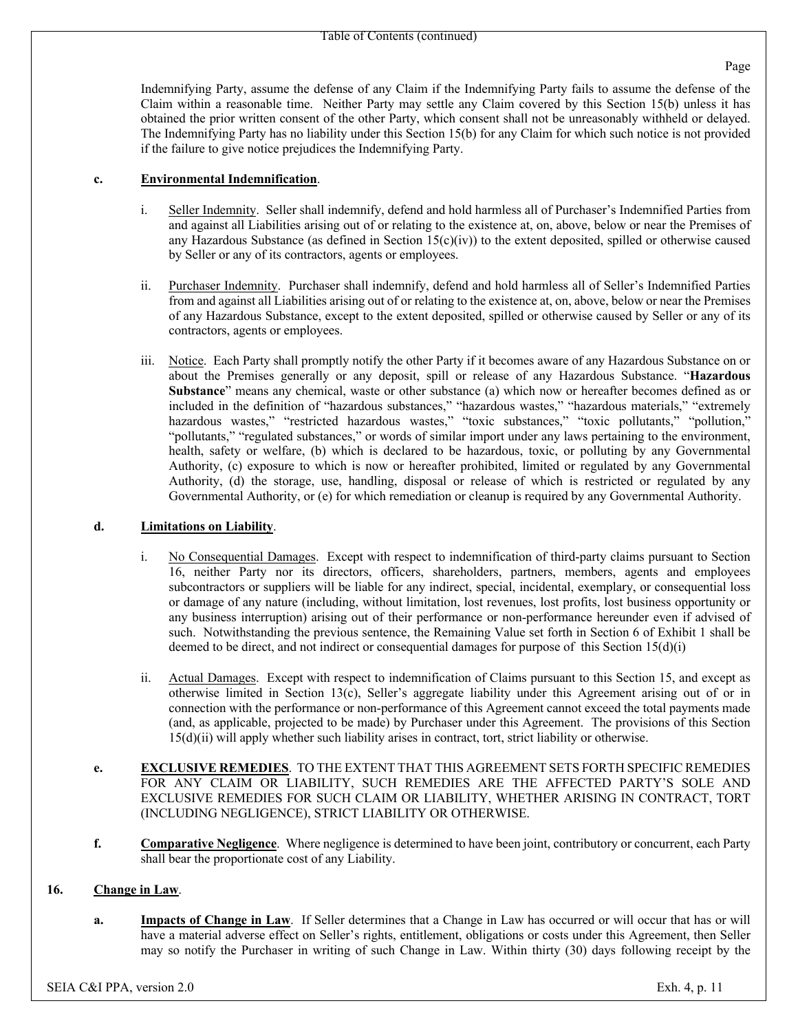Indemnifying Party, assume the defense of any Claim if the Indemnifying Party fails to assume the defense of the Claim within a reasonable time. Neither Party may settle any Claim covered by this Section 15(b) unless it has obtained the prior written consent of the other Party, which consent shall not be unreasonably withheld or delayed. The Indemnifying Party has no liability under this Section 15(b) for any Claim for which such notice is not provided if the failure to give notice prejudices the Indemnifying Party.

**c. Environmental Indemnification**.

i. Seller Indemnity. Seller shall indemnify, defend and hold harmless all of Purchaser's Indemnified Parties from and against all Liabilities arising out of or relating to the existence at, on, above, below or near the Premises of any Hazardous Substance (as defined in Section 15(c)(iv)) to the extent deposited, spilled or otherwise caused by Seller or any of its contractors, agents or employees.

ii. Purchaser Indemnity. Purchaser shall indemnify, defend and hold harmless all of Seller's Indemnified Parties from and against all Liabilities arising out of or relating to the existence at, on, above, below or near the Premises of any Hazardous Substance, except to the extent deposited, spilled or otherwise caused by Seller or any of its contractors, agents or employees.

iii. Notice. Each Party shall promptly notify the other Party if it becomes aware of any Hazardous Substance on or about the Premises generally or any deposit, spill or release of any Hazardous Substance. "**Hazardous Substance**" means any chemical, waste or other substance (a) which now or hereafter becomes defined as or included in the definition of "hazardous substances," "hazardous wastes," "hazardous materials," "extremely hazardous wastes," "restricted hazardous wastes," "toxic substances," "toxic pollutants," "pollution," "pollutants," "regulated substances," or words of similar import under any laws pertaining to the environment, health, safety or welfare, (b) which is declared to be hazardous, toxic, or polluting by any Governmental Authority, (c) exposure to which is now or hereafter prohibited, limited or regulated by any Governmental Authority, (d) the storage, use, handling, disposal or release of which is restricted or regulated by any Governmental Authority, or (e) for which remediation or cleanup is required by any Governmental Authority.

**d. Limitations on Liability**.

i. No Consequential Damages. Except with respect to indemnification of third-party claims pursuant to Section 16, neither Party nor its directors, officers, shareholders, partners, members, agents and employees subcontractors or suppliers will be liable for any indirect, special, incidental, exemplary, or consequential loss or damage of any nature (including, without limitation, lost revenues, lost profits, lost business opportunity or any business interruption) arising out of their performance or non-performance hereunder even if advised of such. Notwithstanding the previous sentence, the Remaining Value set forth in Section 6 of Exhibit 1 shall be deemed to be direct, and not indirect or consequential damages for purpose of this Section 15(d)(i)

ii. Actual Damages. Except with respect to indemnification of Claims pursuant to this Section 15, and except as otherwise limited in Section 13(c), Seller's aggregate liability under this Agreement arising out of or in connection with the performance or non-performance of this Agreement cannot exceed the total payments made (and, as applicable, projected to be made) by Purchaser under this Agreement. The provisions of this Section 15(d)(ii) will apply whether such liability arises in contract, tort, strict liability or otherwise.

**e. EXCLUSIVE REMEDIES**. TO THE EXTENT THAT THIS AGREEMENT SETS FORTH SPECIFIC REMEDIES FOR ANY CLAIM OR LIABILITY, SUCH REMEDIES ARE THE AFFECTED PARTY'S SOLE AND EXCLUSIVE REMEDIES FOR SUCH CLAIM OR LIABILITY, WHETHER ARISING IN CONTRACT, TORT (INCLUDING NEGLIGENCE), STRICT LIABILITY OR OTHERWISE.

**f. Comparative Negligence**. Where negligence is determined to have been joint, contributory or concurrent, each Party shall bear the proportionate cost of any Liability.

## 16. Change in Law.

**a. Impacts of Change in Law**. If Seller determines that a Change in Law has occurred or will occur that has or will have a material adverse effect on Seller's rights, entitlement, obligations or costs under this Agreement, then Seller may so notify the Purchaser in writing of such Change in Law. Within thirty (30) days following receipt by the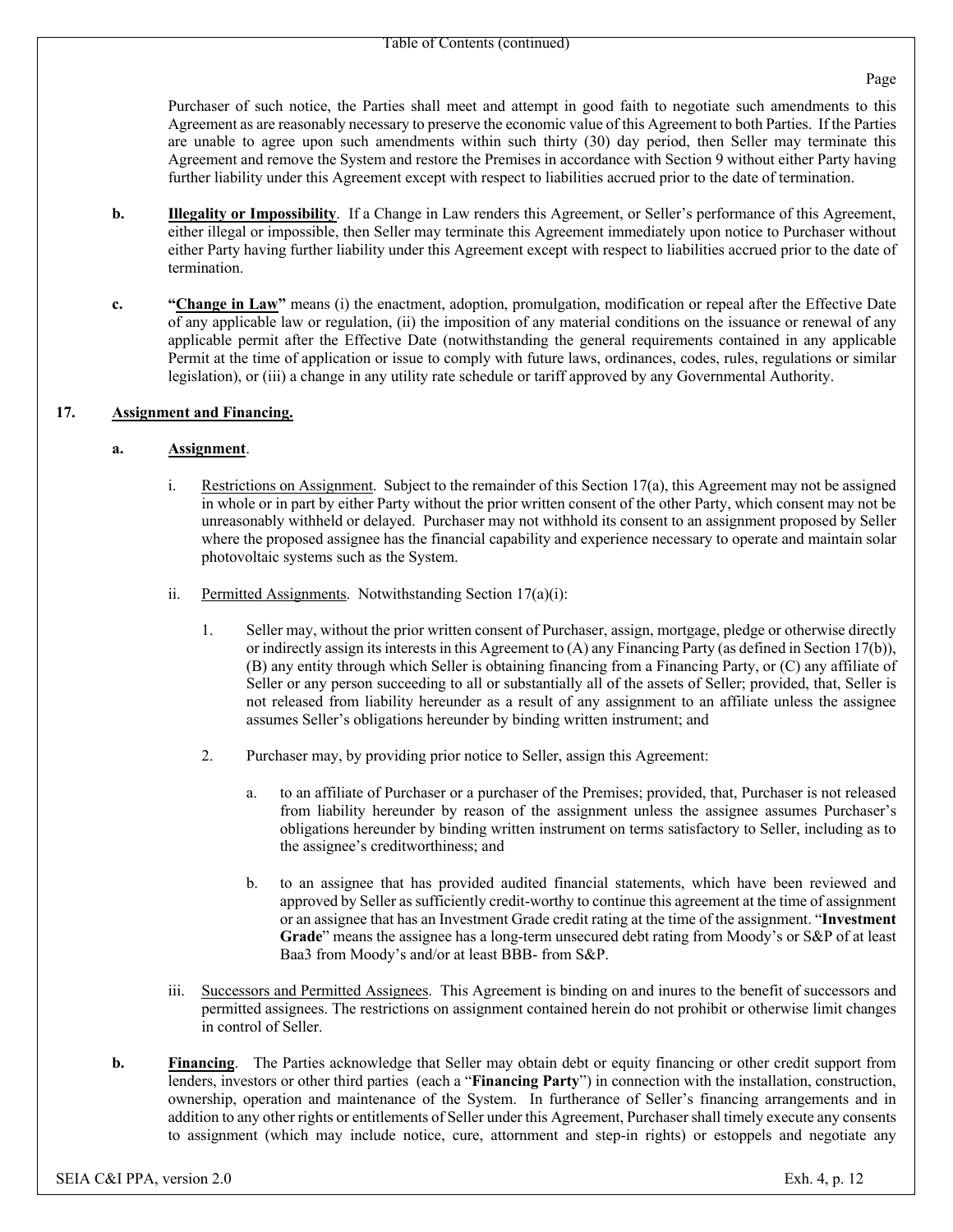Purchaser of such notice, the Parties shall meet and attempt in good faith to negotiate such amendments to this Agreement as are reasonably necessary to preserve the economic value of this Agreement to both Parties. If the Parties are unable to agree upon such amendments within such thirty (30) day period, then Seller may terminate this Agreement and remove the System and restore the Premises in accordance with Section 9 without either Party having further liability under this Agreement except with respect to liabilities accrued prior to the date of termination.

**b.** **Illegality or Impossibility**. If a Change in Law renders this Agreement, or Seller's performance of this Agreement, either illegal or impossible, then Seller may terminate this Agreement immediately upon notice to Purchaser without either Party having further liability under this Agreement except with respect to liabilities accrued prior to the date of termination.

**c.** **"Change in Law"** means (i) the enactment, adoption, promulgation, modification or repeal after the Effective Date of any applicable law or regulation, (ii) the imposition of any material conditions on the issuance or renewal of any applicable permit after the Effective Date (notwithstanding the general requirements contained in any applicable Permit at the time of application or issue to comply with future laws, ordinances, codes, rules, regulations or similar legislation), or (iii) a change in any utility rate schedule or tariff approved by any Governmental Authority.

## 17. Assignment and Financing.

**a.** **Assignment**.

i. Restrictions on Assignment. Subject to the remainder of this Section 17(a), this Agreement may not be assigned in whole or in part by either Party without the prior written consent of the other Party, which consent may not be unreasonably withheld or delayed. Purchaser may not withhold its consent to an assignment proposed by Seller where the proposed assignee has the financial capability and experience necessary to operate and maintain solar photovoltaic systems such as the System.

ii. Permitted Assignments. Notwithstanding Section 17(a)(i):

1. Seller may, without the prior written consent of Purchaser, assign, mortgage, pledge or otherwise directly or indirectly assign its interests in this Agreement to (A) any Financing Party (as defined in Section 17(b)), (B) any entity through which Seller is obtaining financing from a Financing Party, or (C) any affiliate of Seller or any person succeeding to all or substantially all of the assets of Seller; provided, that, Seller is not released from liability hereunder as a result of any assignment to an affiliate unless the assignee assumes Seller's obligations hereunder by binding written instrument; and

2. Purchaser may, by providing prior notice to Seller, assign this Agreement:

   a. to an affiliate of Purchaser or a purchaser of the Premises; provided, that, Purchaser is not released from liability hereunder by reason of the assignment unless the assignee assumes Purchaser's obligations hereunder by binding written instrument on terms satisfactory to Seller, including as to the assignee's creditworthiness; and

   b. to an assignee that has provided audited financial statements, which have been reviewed and approved by Seller as sufficiently credit-worthy to continue this agreement at the time of assignment or an assignee that has an Investment Grade credit rating at the time of the assignment. "**Investment Grade**" means the assignee has a long-term unsecured debt rating from Moody's or S&P of at least Baa3 from Moody's and/or at least BBB- from S&P.

iii. Successors and Permitted Assignees. This Agreement is binding on and inures to the benefit of successors and permitted assignees. The restrictions on assignment contained herein do not prohibit or otherwise limit changes in control of Seller.

**b.** **Financing**. The Parties acknowledge that Seller may obtain debt or equity financing or other credit support from lenders, investors or other third parties (each a "**Financing Party**") in connection with the installation, construction, ownership, operation and maintenance of the System. In furtherance of Seller's financing arrangements and in addition to any other rights or entitlements of Seller under this Agreement, Purchaser shall timely execute any consents to assignment (which may include notice, cure, attornment and step-in rights) or estoppels and negotiate any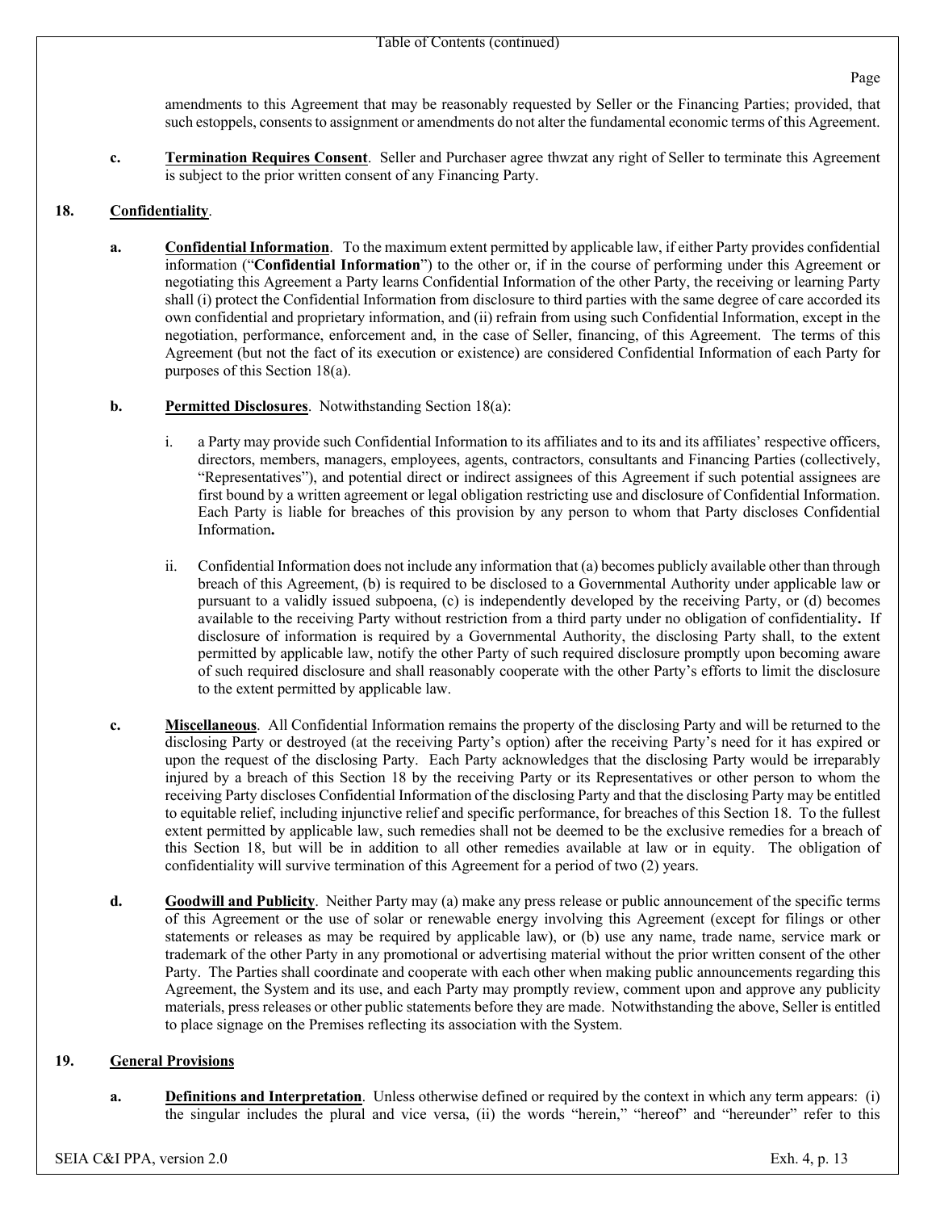amendments to this Agreement that may be reasonably requested by Seller or the Financing Parties; provided, that such estoppels, consents to assignment or amendments do not alter the fundamental economic terms of this Agreement.

**c.** **Termination Requires Consent**. Seller and Purchaser agree thwzat any right of Seller to terminate this Agreement is subject to the prior written consent of any Financing Party.

## 18. Confidentiality.

**a.** **Confidential Information**. To the maximum extent permitted by applicable law, if either Party provides confidential information ("**Confidential Information**") to the other or, if in the course of performing under this Agreement or negotiating this Agreement a Party learns Confidential Information of the other Party, the receiving or learning Party shall (i) protect the Confidential Information from disclosure to third parties with the same degree of care accorded its own confidential and proprietary information, and (ii) refrain from using such Confidential Information, except in the negotiation, performance, enforcement and, in the case of Seller, financing, of this Agreement. The terms of this Agreement (but not the fact of its execution or existence) are considered Confidential Information of each Party for purposes of this Section 18(a).

**b.** **Permitted Disclosures**. Notwithstanding Section 18(a):

i. a Party may provide such Confidential Information to its affiliates and to its and its affiliates' respective officers, directors, members, managers, employees, agents, contractors, consultants and Financing Parties (collectively, "Representatives"), and potential direct or indirect assignees of this Agreement if such potential assignees are first bound by a written agreement or legal obligation restricting use and disclosure of Confidential Information. Each Party is liable for breaches of this provision by any person to whom that Party discloses Confidential Information**.**

ii. Confidential Information does not include any information that (a) becomes publicly available other than through breach of this Agreement, (b) is required to be disclosed to a Governmental Authority under applicable law or pursuant to a validly issued subpoena, (c) is independently developed by the receiving Party, or (d) becomes available to the receiving Party without restriction from a third party under no obligation of confidentiality**.** If disclosure of information is required by a Governmental Authority, the disclosing Party shall, to the extent permitted by applicable law, notify the other Party of such required disclosure promptly upon becoming aware of such required disclosure and shall reasonably cooperate with the other Party's efforts to limit the disclosure to the extent permitted by applicable law.

**c.** **Miscellaneous**. All Confidential Information remains the property of the disclosing Party and will be returned to the disclosing Party or destroyed (at the receiving Party's option) after the receiving Party's need for it has expired or upon the request of the disclosing Party. Each Party acknowledges that the disclosing Party would be irreparably injured by a breach of this Section 18 by the receiving Party or its Representatives or other person to whom the receiving Party discloses Confidential Information of the disclosing Party and that the disclosing Party may be entitled to equitable relief, including injunctive relief and specific performance, for breaches of this Section 18. To the fullest extent permitted by applicable law, such remedies shall not be deemed to be the exclusive remedies for a breach of this Section 18, but will be in addition to all other remedies available at law or in equity. The obligation of confidentiality will survive termination of this Agreement for a period of two (2) years.

**d.** **Goodwill and Publicity**. Neither Party may (a) make any press release or public announcement of the specific terms of this Agreement or the use of solar or renewable energy involving this Agreement (except for filings or other statements or releases as may be required by applicable law), or (b) use any name, trade name, service mark or trademark of the other Party in any promotional or advertising material without the prior written consent of the other Party. The Parties shall coordinate and cooperate with each other when making public announcements regarding this Agreement, the System and its use, and each Party may promptly review, comment upon and approve any publicity materials, press releases or other public statements before they are made. Notwithstanding the above, Seller is entitled to place signage on the Premises reflecting its association with the System.

## 19. General Provisions

**a.** **Definitions and Interpretation**. Unless otherwise defined or required by the context in which any term appears: (i) the singular includes the plural and vice versa, (ii) the words "herein," "hereof" and "hereunder" refer to this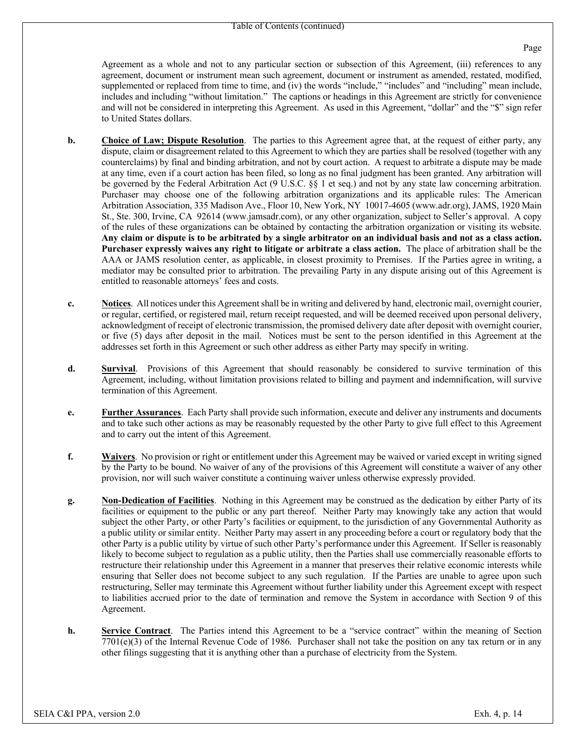Agreement as a whole and not to any particular section or subsection of this Agreement, (iii) references to any agreement, document or instrument mean such agreement, document or instrument as amended, restated, modified, supplemented or replaced from time to time, and (iv) the words "include," "includes" and "including" mean include, includes and including "without limitation." The captions or headings in this Agreement are strictly for convenience and will not be considered in interpreting this Agreement. As used in this Agreement, "dollar" and the "$" sign refer to United States dollars.

**b.** **Choice of Law; Dispute Resolution**. The parties to this Agreement agree that, at the request of either party, any dispute, claim or disagreement related to this Agreement to which they are parties shall be resolved (together with any counterclaims) by final and binding arbitration, and not by court action. A request to arbitrate a dispute may be made at any time, even if a court action has been filed, so long as no final judgment has been granted. Any arbitration will be governed by the Federal Arbitration Act (9 U.S.C. §§ 1 et seq.) and not by any state law concerning arbitration. Purchaser may choose one of the following arbitration organizations and its applicable rules: The American Arbitration Association, 335 Madison Ave., Floor 10, New York, NY 10017-4605 (www.adr.org), JAMS, 1920 Main St., Ste. 300, Irvine, CA 92614 (www.jamsadr.com), or any other organization, subject to Seller's approval. A copy of the rules of these organizations can be obtained by contacting the arbitration organization or visiting its website. **Any claim or dispute is to be arbitrated by a single arbitrator on an individual basis and not as a class action. Purchaser expressly waives any right to litigate or arbitrate a class action.** The place of arbitration shall be the AAA or JAMS resolution center, as applicable, in closest proximity to Premises. If the Parties agree in writing, a mediator may be consulted prior to arbitration. The prevailing Party in any dispute arising out of this Agreement is entitled to reasonable attorneys' fees and costs.

**c.** **Notices**. All notices under this Agreement shall be in writing and delivered by hand, electronic mail, overnight courier, or regular, certified, or registered mail, return receipt requested, and will be deemed received upon personal delivery, acknowledgment of receipt of electronic transmission, the promised delivery date after deposit with overnight courier, or five (5) days after deposit in the mail. Notices must be sent to the person identified in this Agreement at the addresses set forth in this Agreement or such other address as either Party may specify in writing.

**d.** **Survival**. Provisions of this Agreement that should reasonably be considered to survive termination of this Agreement, including, without limitation provisions related to billing and payment and indemnification, will survive termination of this Agreement.

**e.** **Further Assurances**. Each Party shall provide such information, execute and deliver any instruments and documents and to take such other actions as may be reasonably requested by the other Party to give full effect to this Agreement and to carry out the intent of this Agreement.

**f.** **Waivers**. No provision or right or entitlement under this Agreement may be waived or varied except in writing signed by the Party to be bound. No waiver of any of the provisions of this Agreement will constitute a waiver of any other provision, nor will such waiver constitute a continuing waiver unless otherwise expressly provided.

**g.** **Non-Dedication of Facilities**. Nothing in this Agreement may be construed as the dedication by either Party of its facilities or equipment to the public or any part thereof. Neither Party may knowingly take any action that would subject the other Party, or other Party's facilities or equipment, to the jurisdiction of any Governmental Authority as a public utility or similar entity. Neither Party may assert in any proceeding before a court or regulatory body that the other Party is a public utility by virtue of such other Party's performance under this Agreement. If Seller is reasonably likely to become subject to regulation as a public utility, then the Parties shall use commercially reasonable efforts to restructure their relationship under this Agreement in a manner that preserves their relative economic interests while ensuring that Seller does not become subject to any such regulation. If the Parties are unable to agree upon such restructuring, Seller may terminate this Agreement without further liability under this Agreement except with respect to liabilities accrued prior to the date of termination and remove the System in accordance with Section 9 of this Agreement.

**h.** **Service Contract**. The Parties intend this Agreement to be a "service contract" within the meaning of Section 7701(e)(3) of the Internal Revenue Code of 1986. Purchaser shall not take the position on any tax return or in any other filings suggesting that it is anything other than a purchase of electricity from the System.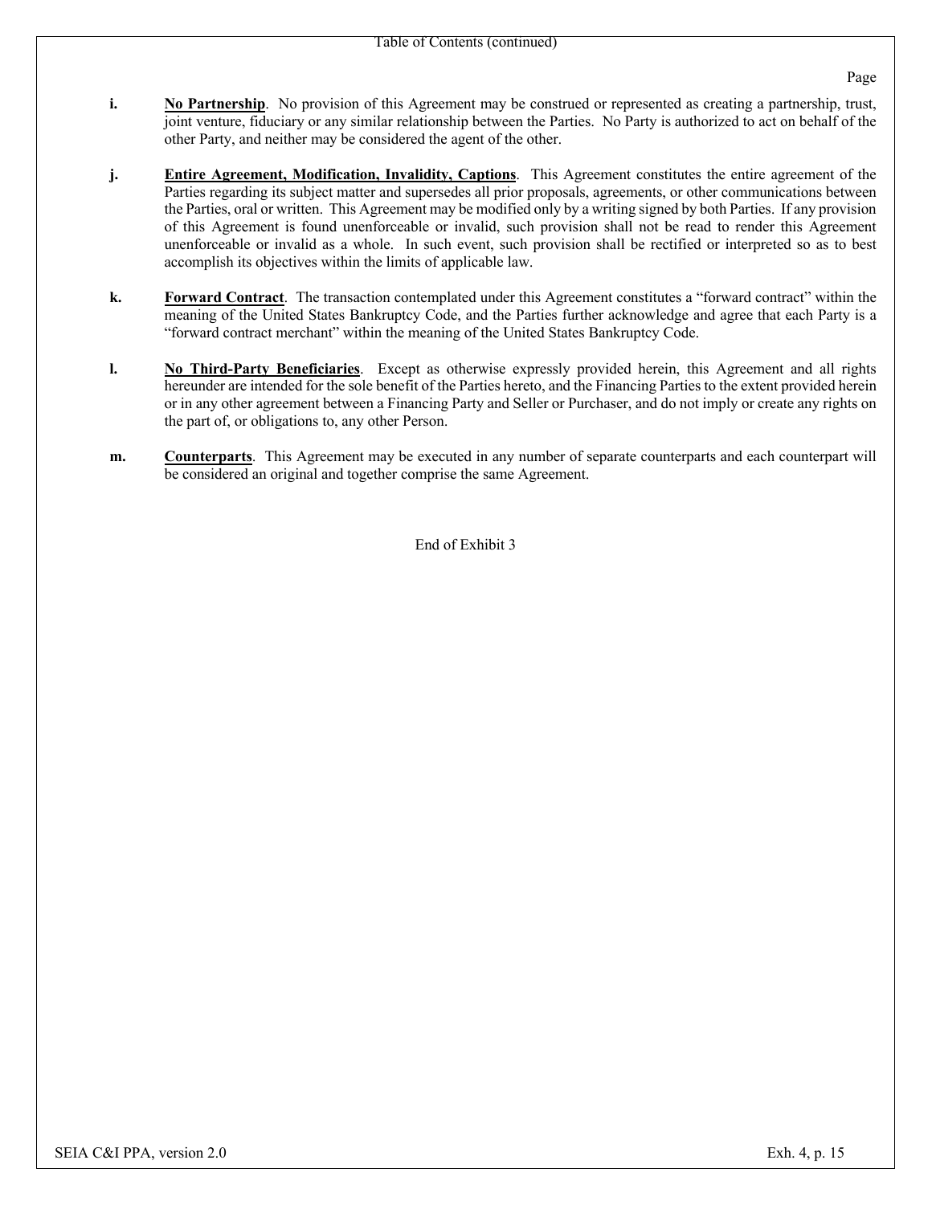**i.** **No Partnership**. No provision of this Agreement may be construed or represented as creating a partnership, trust, joint venture, fiduciary or any similar relationship between the Parties. No Party is authorized to act on behalf of the other Party, and neither may be considered the agent of the other.

**j.** **Entire Agreement, Modification, Invalidity, Captions**. This Agreement constitutes the entire agreement of the Parties regarding its subject matter and supersedes all prior proposals, agreements, or other communications between the Parties, oral or written. This Agreement may be modified only by a writing signed by both Parties. If any provision of this Agreement is found unenforceable or invalid, such provision shall not be read to render this Agreement unenforceable or invalid as a whole. In such event, such provision shall be rectified or interpreted so as to best accomplish its objectives within the limits of applicable law.

**k.** **Forward Contract**. The transaction contemplated under this Agreement constitutes a "forward contract" within the meaning of the United States Bankruptcy Code, and the Parties further acknowledge and agree that each Party is a "forward contract merchant" within the meaning of the United States Bankruptcy Code.

**l.** **No Third-Party Beneficiaries**. Except as otherwise expressly provided herein, this Agreement and all rights hereunder are intended for the sole benefit of the Parties hereto, and the Financing Parties to the extent provided herein or in any other agreement between a Financing Party and Seller or Purchaser, and do not imply or create any rights on the part of, or obligations to, any other Person.

**m.** **Counterparts**. This Agreement may be executed in any number of separate counterparts and each counterpart will be considered an original and together comprise the same Agreement.

End of Exhibit 3